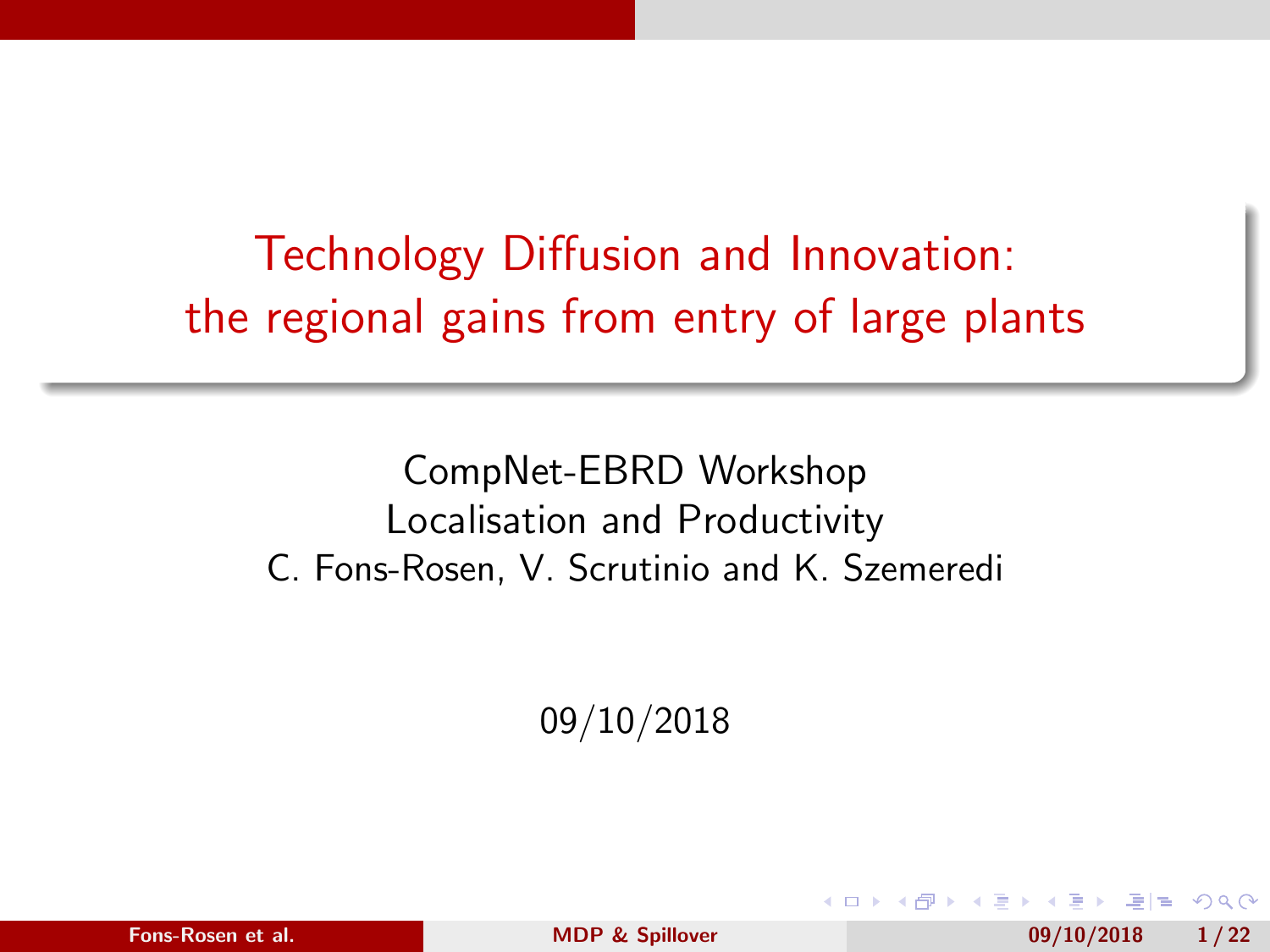# Technology Diffusion and Innovation: the regional gains from entry of large plants

CompNet-EBRD Workshop
Localisation and Productivity
C. Fons-Rosen, V. Scrutinio and K. Szemeredi

09/10/2018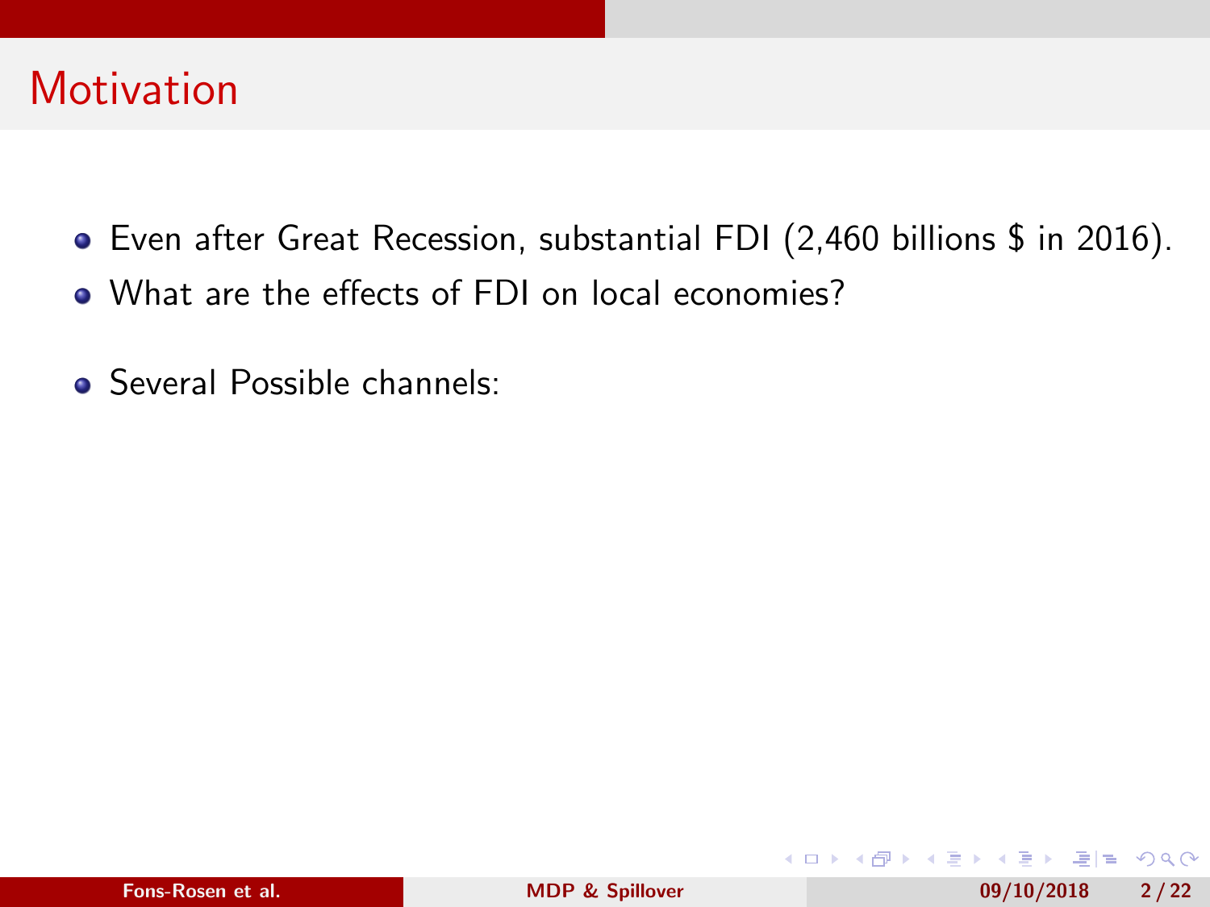# Motivation

- Even after Great Recession, substantial FDI (2,460 billions $ in 2016).
- What are the effects of FDI on local economies?
- Several Possible channels: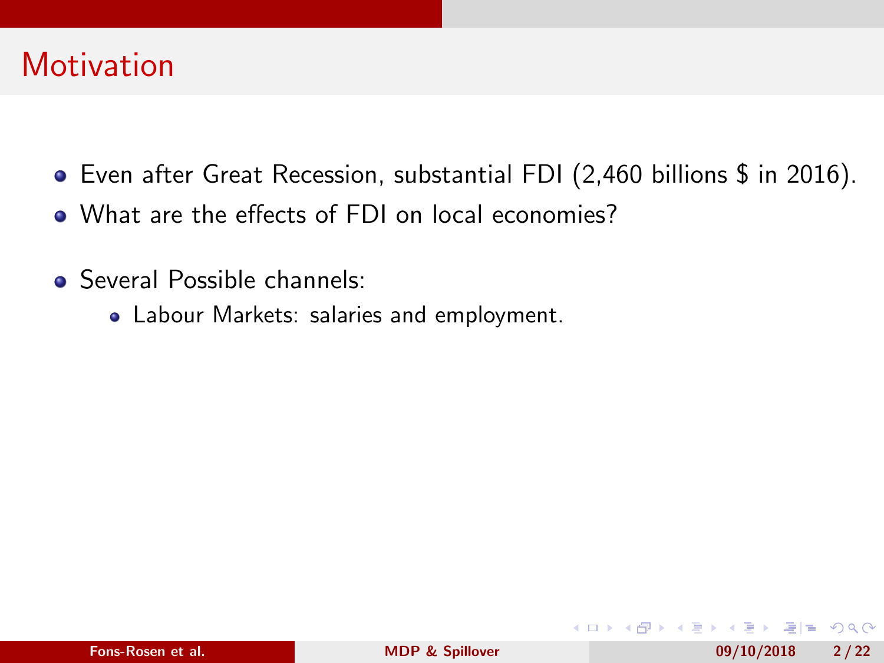# Motivation

- Even after Great Recession, substantial FDI (2,460 billions $ in 2016).
- What are the effects of FDI on local economies?
- Several Possible channels:
  - Labour Markets: salaries and employment.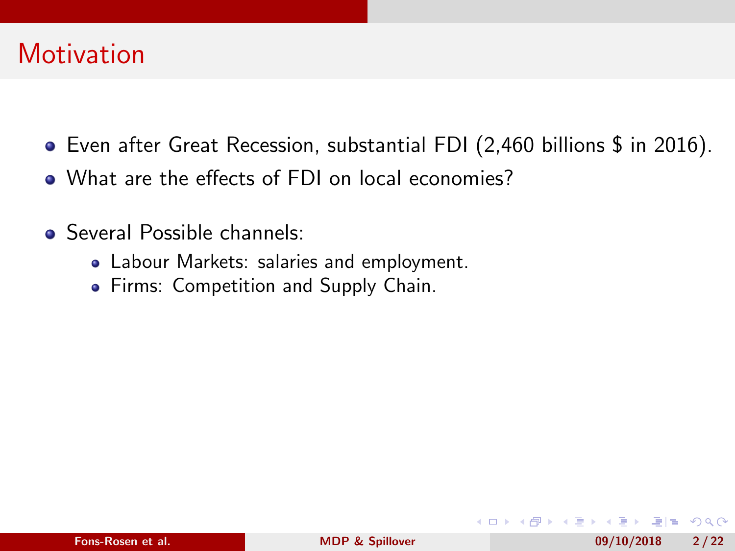# Motivation

- Even after Great Recession, substantial FDI (2,460 billions $ in 2016).
- What are the effects of FDI on local economies?
- Several Possible channels:
  - Labour Markets: salaries and employment.
  - Firms: Competition and Supply Chain.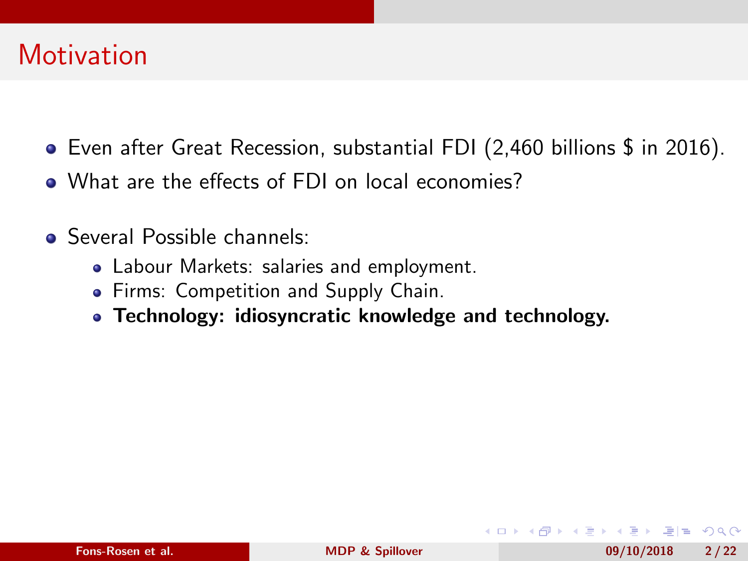# Motivation

- Even after Great Recession, substantial FDI (2,460 billions $ in 2016).
- What are the effects of FDI on local economies?
- Several Possible channels:
  - Labour Markets: salaries and employment.
  - Firms: Competition and Supply Chain.
  - **Technology: idiosyncratic knowledge and technology.**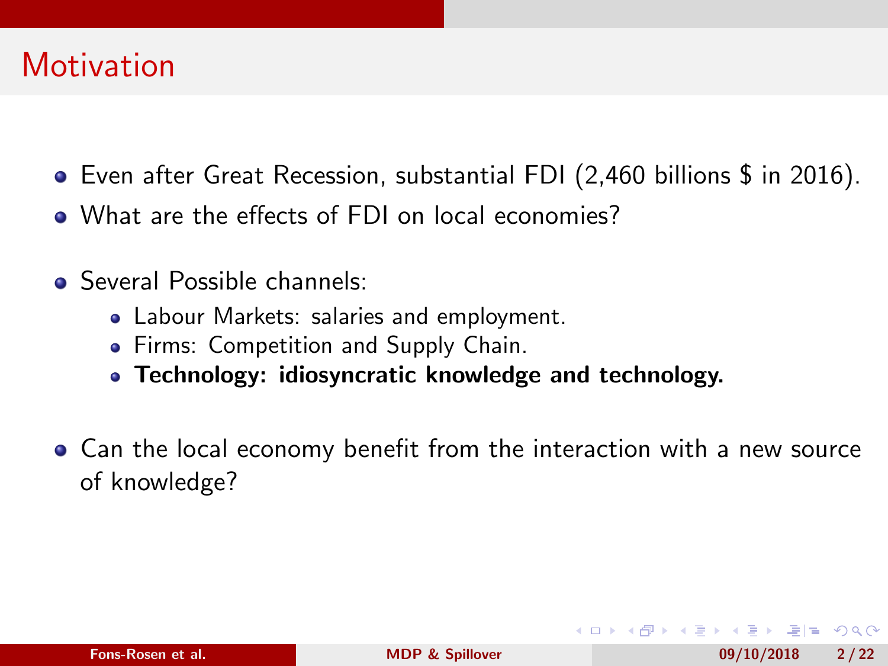# Motivation

- Even after Great Recession, substantial FDI (2,460 billions $ in 2016).
- What are the effects of FDI on local economies?
- Several Possible channels:
  - Labour Markets: salaries and employment.
  - Firms: Competition and Supply Chain.
  - **Technology: idiosyncratic knowledge and technology.**
- Can the local economy benefit from the interaction with a new source of knowledge?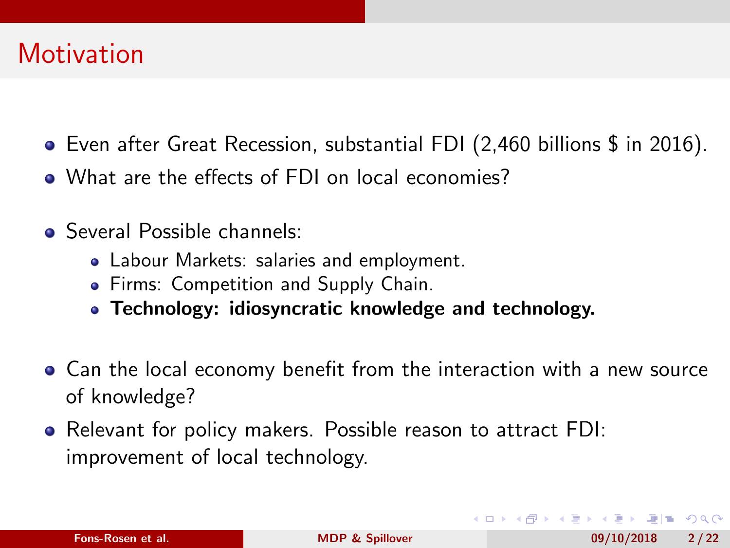# Motivation

- Even after Great Recession, substantial FDI (2,460 billions $ in 2016).
- What are the effects of FDI on local economies?
- Several Possible channels:
  - Labour Markets: salaries and employment.
  - Firms: Competition and Supply Chain.
  - **Technology: idiosyncratic knowledge and technology.**
- Can the local economy benefit from the interaction with a new source of knowledge?
- Relevant for policy makers. Possible reason to attract FDI: improvement of local technology.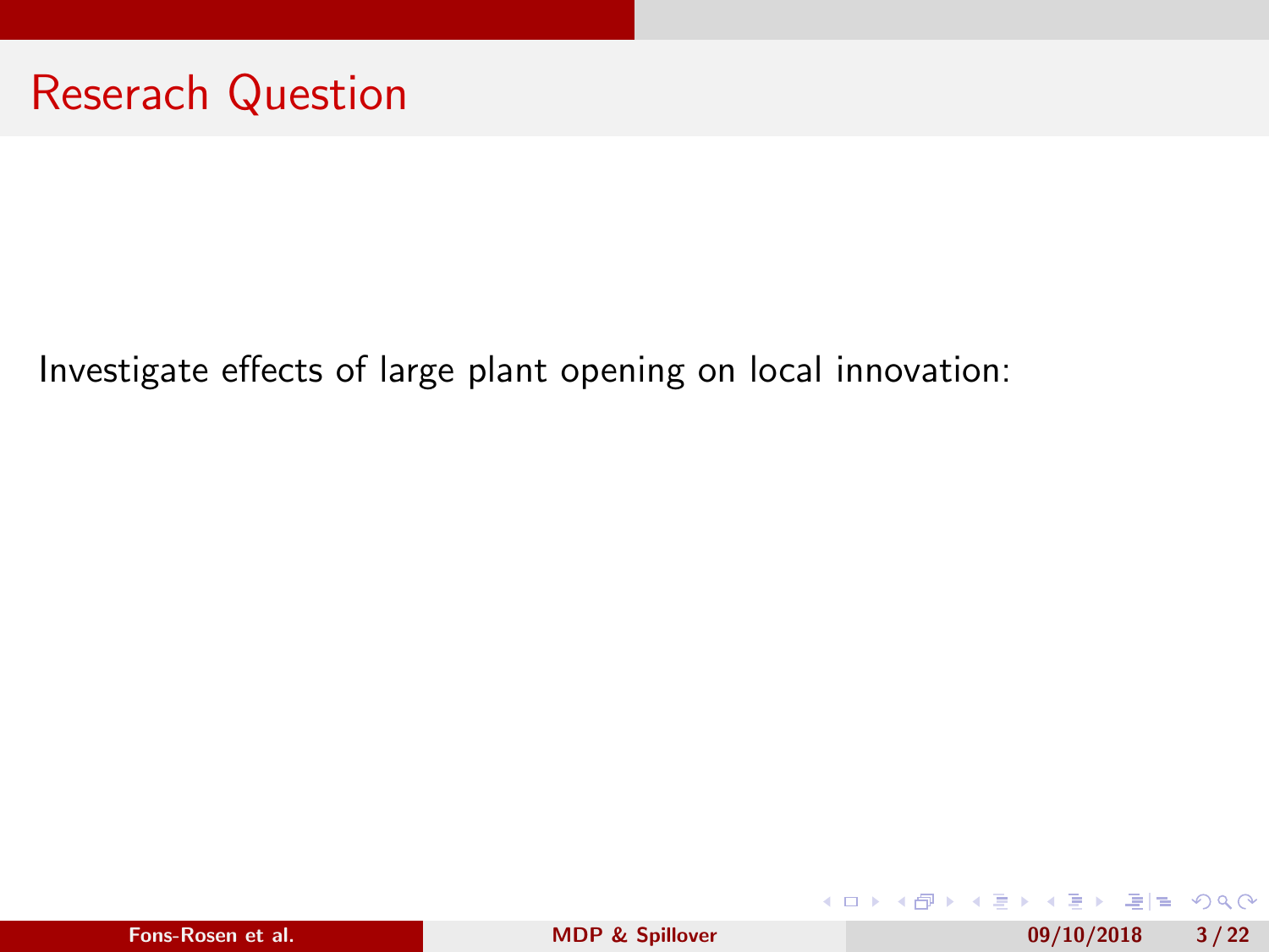# Reserach Question

Investigate effects of large plant opening on local innovation: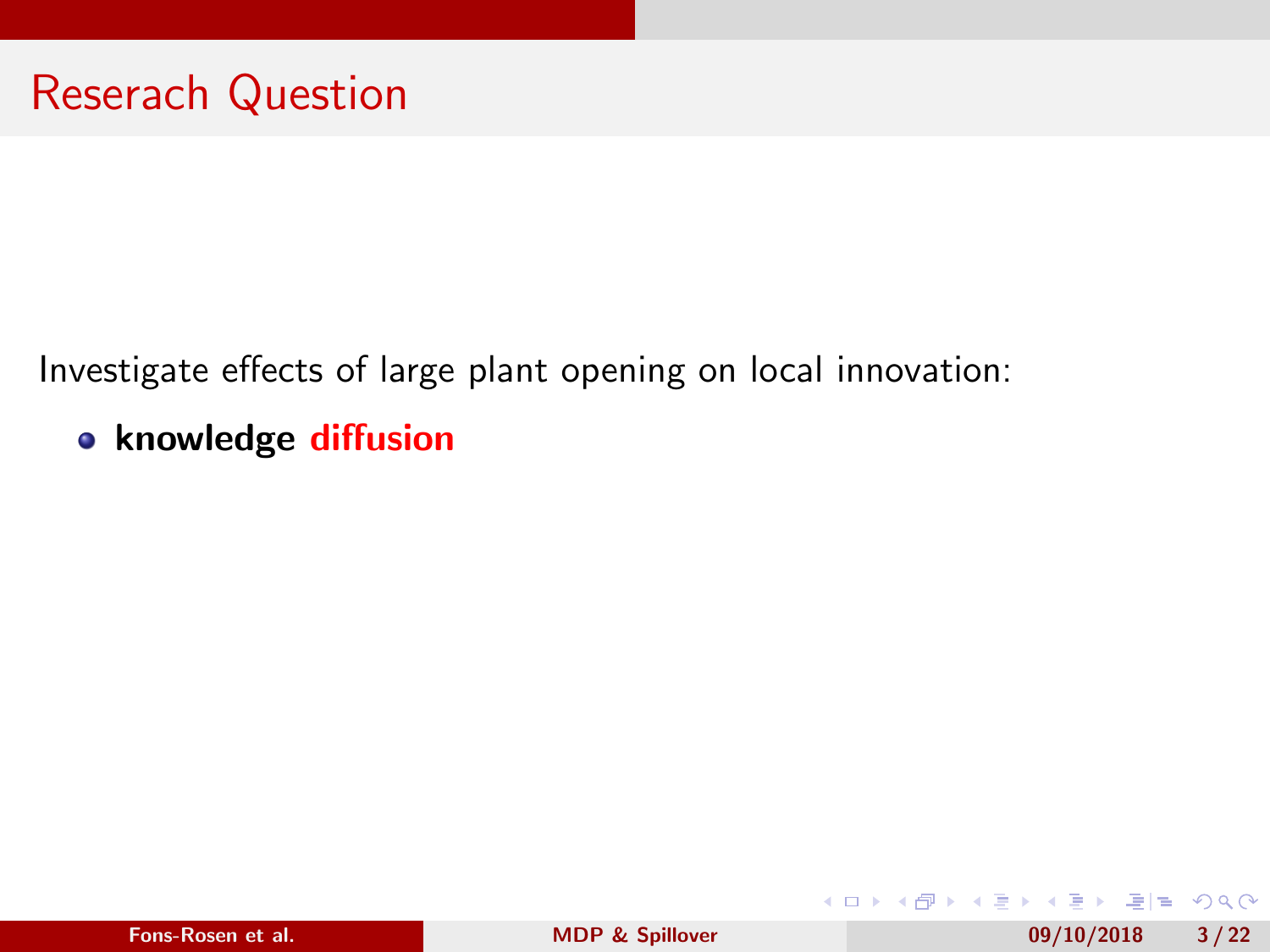# Reserach Question

Investigate effects of large plant opening on local innovation:

- **knowledge diffusion**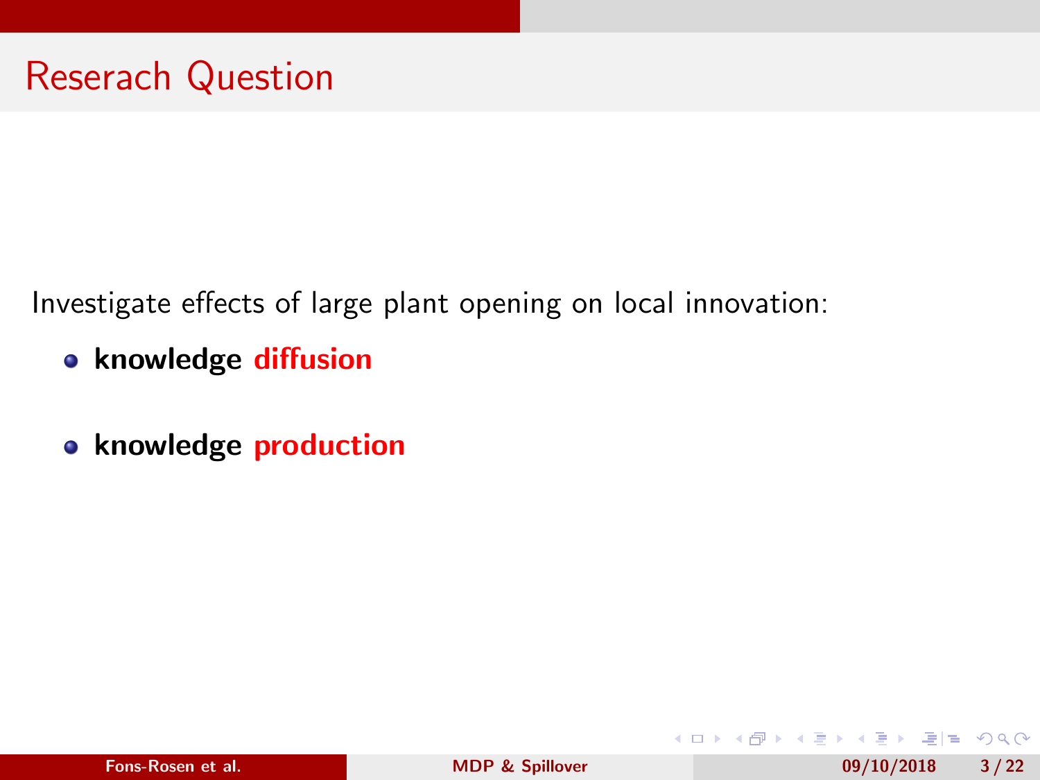# Reserach Question

Investigate effects of large plant opening on local innovation:

- **knowledge diffusion**
- **knowledge production**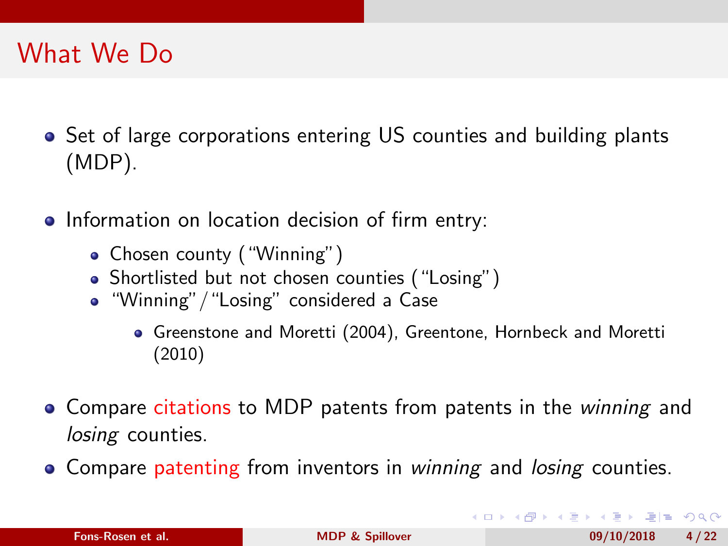# What We Do

- Set of large corporations entering US counties and building plants (MDP).
- Information on location decision of firm entry:
  - Chosen county ("Winning")
  - Shortlisted but not chosen counties ("Losing")
  - "Winning"/"Losing" considered a Case
    - Greenstone and Moretti (2004), Greentone, Hornbeck and Moretti (2010)
- Compare citations to MDP patents from patents in the *winning* and *losing* counties.
- Compare patenting from inventors in *winning* and *losing* counties.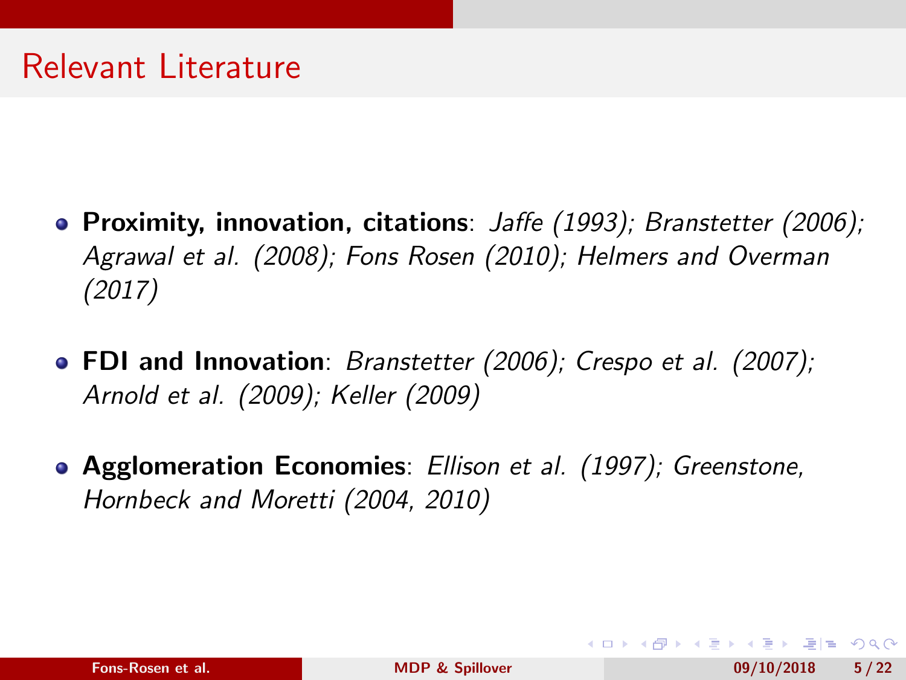# Relevant Literature

- **Proximity, innovation, citations**: *Jaffe (1993); Branstetter (2006); Agrawal et al. (2008); Fons Rosen (2010); Helmers and Overman (2017)*
- **FDI and Innovation**: *Branstetter (2006); Crespo et al. (2007); Arnold et al. (2009); Keller (2009)*
- **Agglomeration Economies**: *Ellison et al. (1997); Greenstone, Hornbeck and Moretti (2004, 2010)*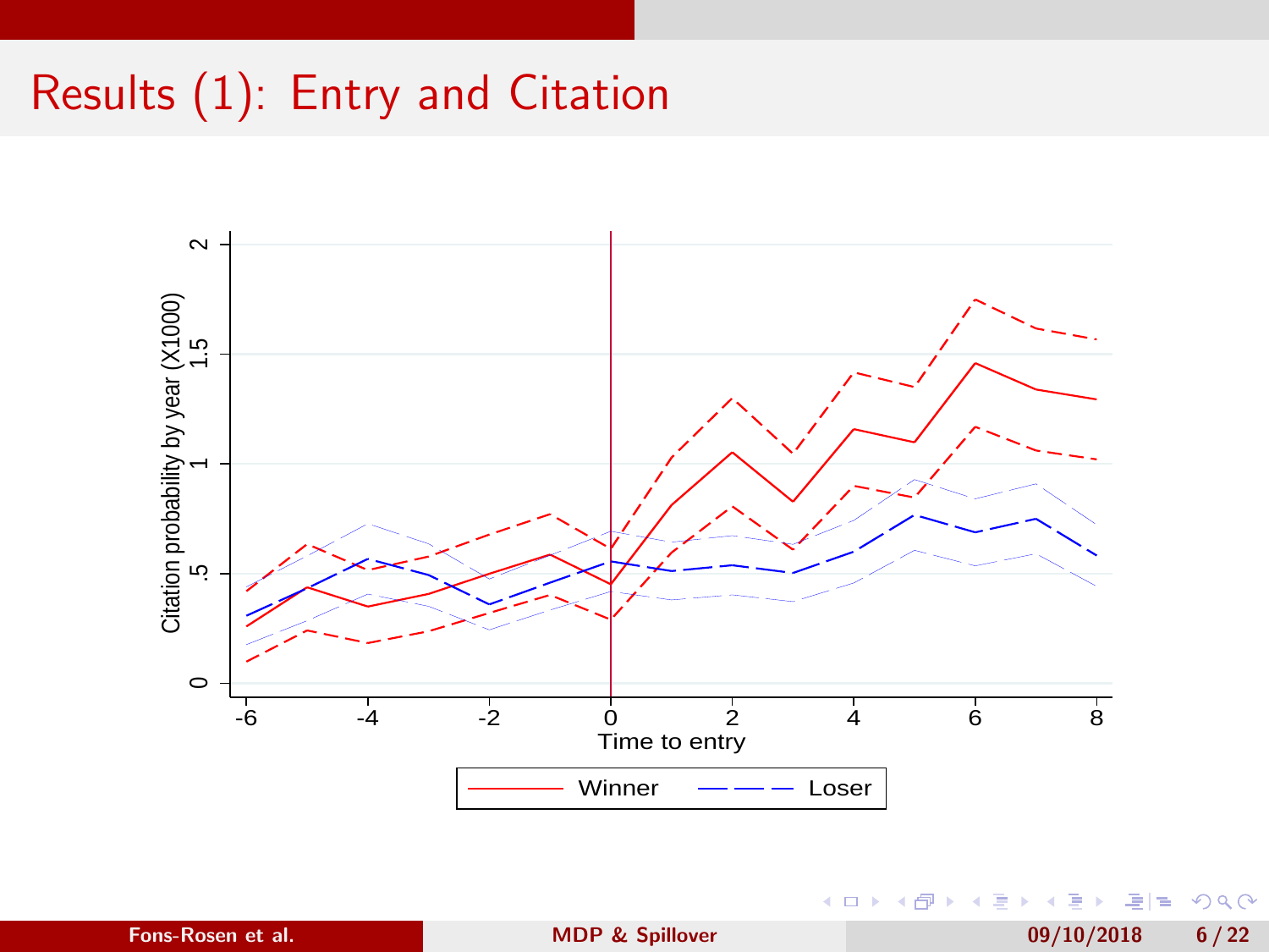# Results (1): Entry and Citation

Citation probability by year (X1000)

Time to entry

Winner — Loser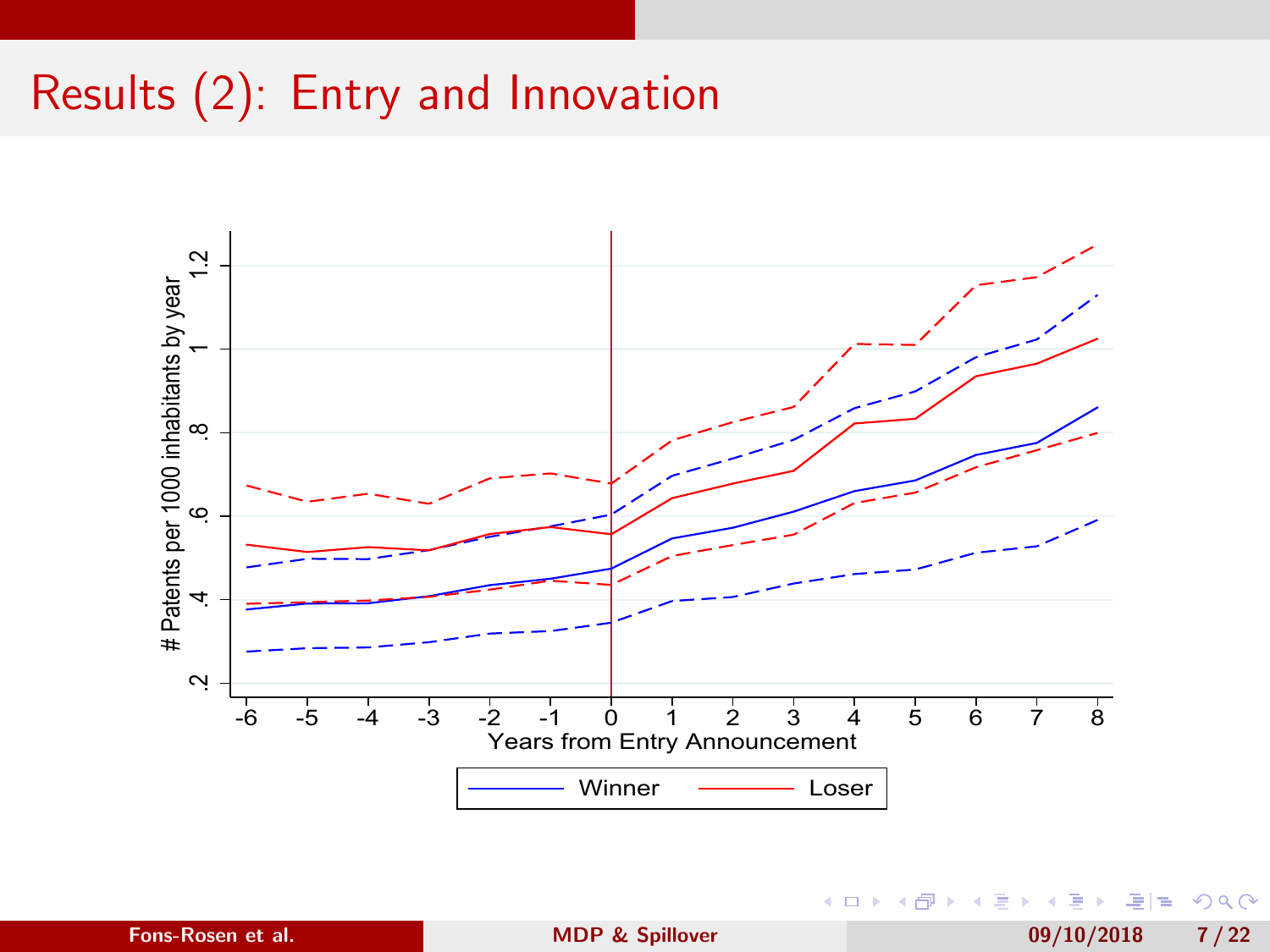# Results (2): Entry and Innovation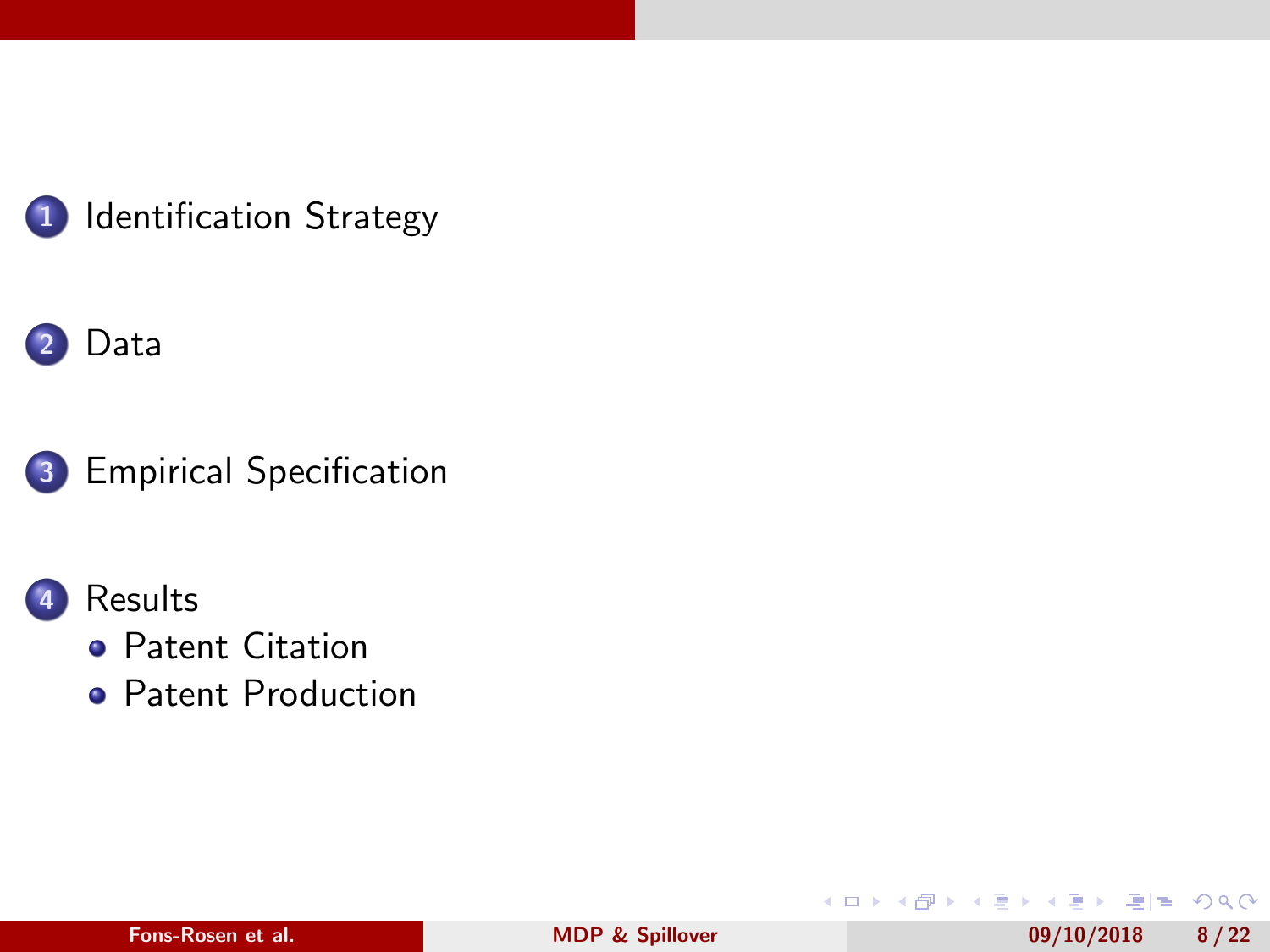1. Identification Strategy
2. Data
3. Empirical Specification
4. Results
   - Patent Citation
   - Patent Production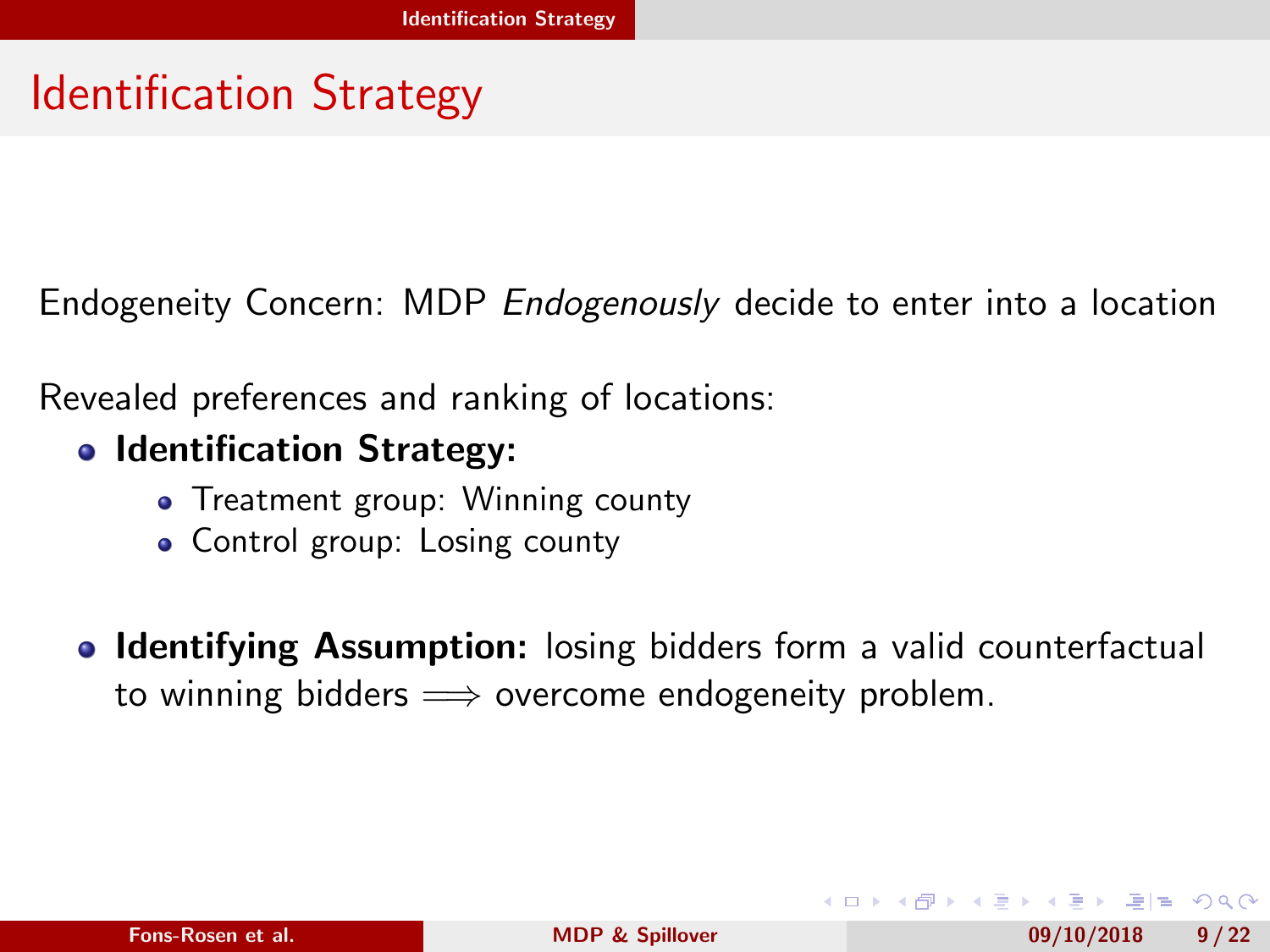# Identification Strategy

Endogeneity Concern: MDP *Endogenously* decide to enter into a location

Revealed preferences and ranking of locations:

- **Identification Strategy:**
  - Treatment group: Winning county
  - Control group: Losing county

- **Identifying Assumption:** losing bidders form a valid counterfactual to winning bidders $\Longrightarrow$ overcome endogeneity problem.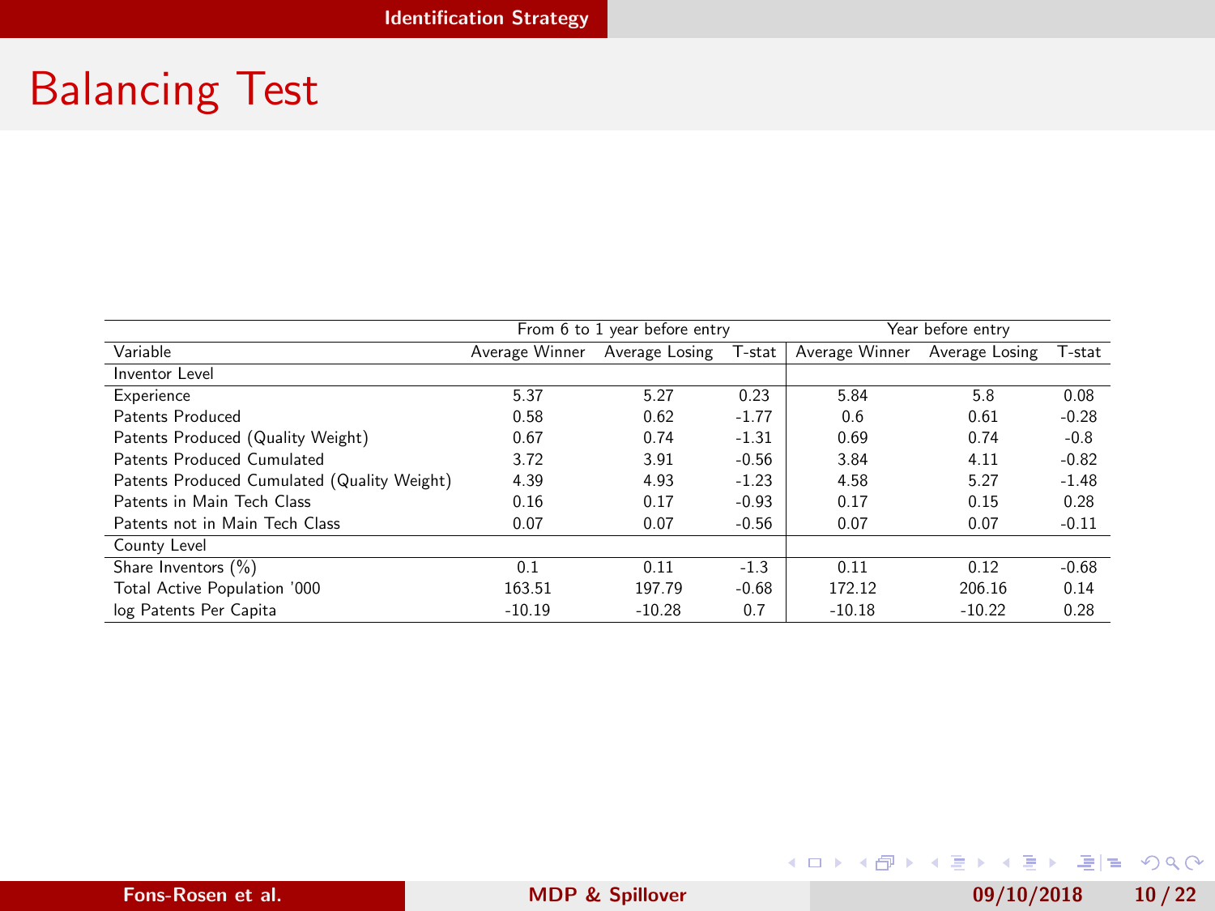# Balancing Test

| | From 6 to 1 year before entry | | | Year before entry | | |
|---|---|---|---|---|---|---|
| Variable | Average Winner | Average Losing | T-stat | Average Winner | Average Losing | T-stat |
| Inventor Level | | | | | | |
| Experience | 5.37 | 5.27 | 0.23 | 5.84 | 5.8 | 0.08 |
| Patents Produced | 0.58 | 0.62 | -1.77 | 0.6 | 0.61 | -0.28 |
| Patents Produced (Quality Weight) | 0.67 | 0.74 | -1.31 | 0.69 | 0.74 | -0.8 |
| Patents Produced Cumulated | 3.72 | 3.91 | -0.56 | 3.84 | 4.11 | -0.82 |
| Patents Produced Cumulated (Quality Weight) | 4.39 | 4.93 | -1.23 | 4.58 | 5.27 | -1.48 |
| Patents in Main Tech Class | 0.16 | 0.17 | -0.93 | 0.17 | 0.15 | 0.28 |
| Patents not in Main Tech Class | 0.07 | 0.07 | -0.56 | 0.07 | 0.07 | -0.11 |
| County Level | | | | | | |
| Share Inventors (%) | 0.1 | 0.11 | -1.3 | 0.11 | 0.12 | -0.68 |
| Total Active Population '000 | 163.51 | 197.79 | -0.68 | 172.12 | 206.16 | 0.14 |
| log Patents Per Capita | -10.19 | -10.28 | 0.7 | -10.18 | -10.22 | 0.28 |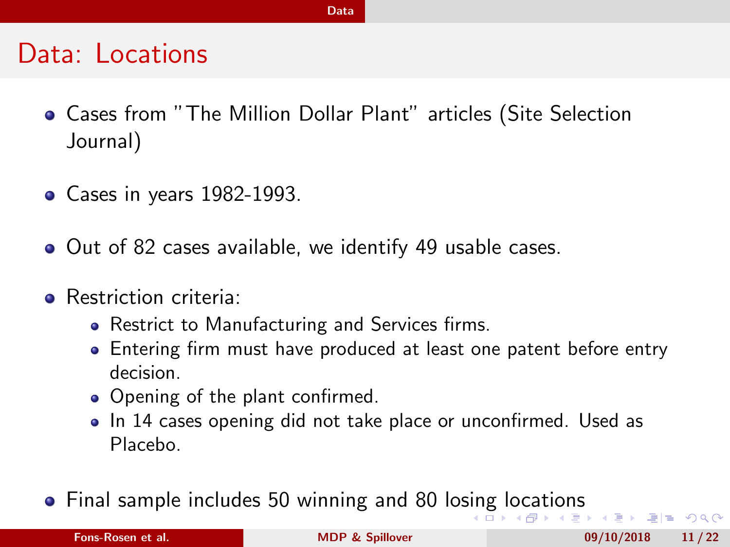# Data: Locations

- Cases from "The Million Dollar Plant" articles (Site Selection Journal)
- Cases in years 1982-1993.
- Out of 82 cases available, we identify 49 usable cases.
- Restriction criteria:
  - Restrict to Manufacturing and Services firms.
  - Entering firm must have produced at least one patent before entry decision.
  - Opening of the plant confirmed.
  - In 14 cases opening did not take place or unconfirmed. Used as Placebo.
- Final sample includes 50 winning and 80 losing locations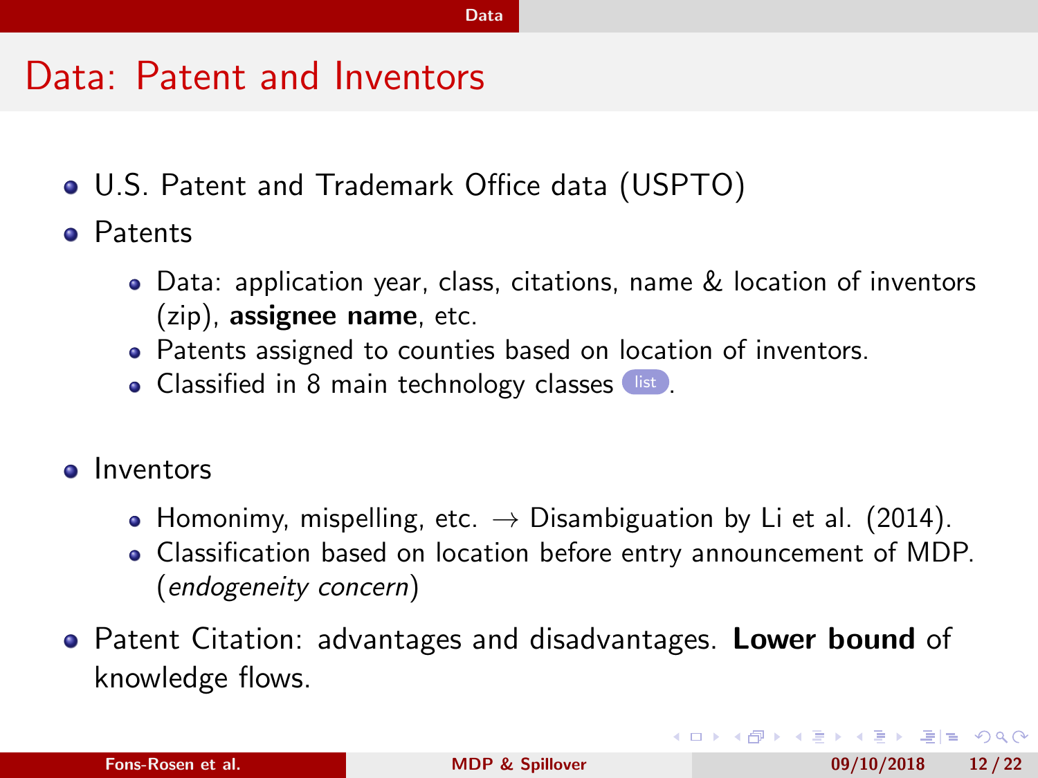# Data: Patent and Inventors

- U.S. Patent and Trademark Office data (USPTO)
- Patents
  - Data: application year, class, citations, name & location of inventors (zip), **assignee name**, etc.
  - Patents assigned to counties based on location of inventors.
  - Classified in 8 main technology classes list.
- Inventors
  - Homonimy, mispelling, etc. $\rightarrow$ Disambiguation by Li et al. (2014).
  - Classification based on location before entry announcement of MDP. (*endogeneity concern*)
- Patent Citation: advantages and disadvantages. **Lower bound** of knowledge flows.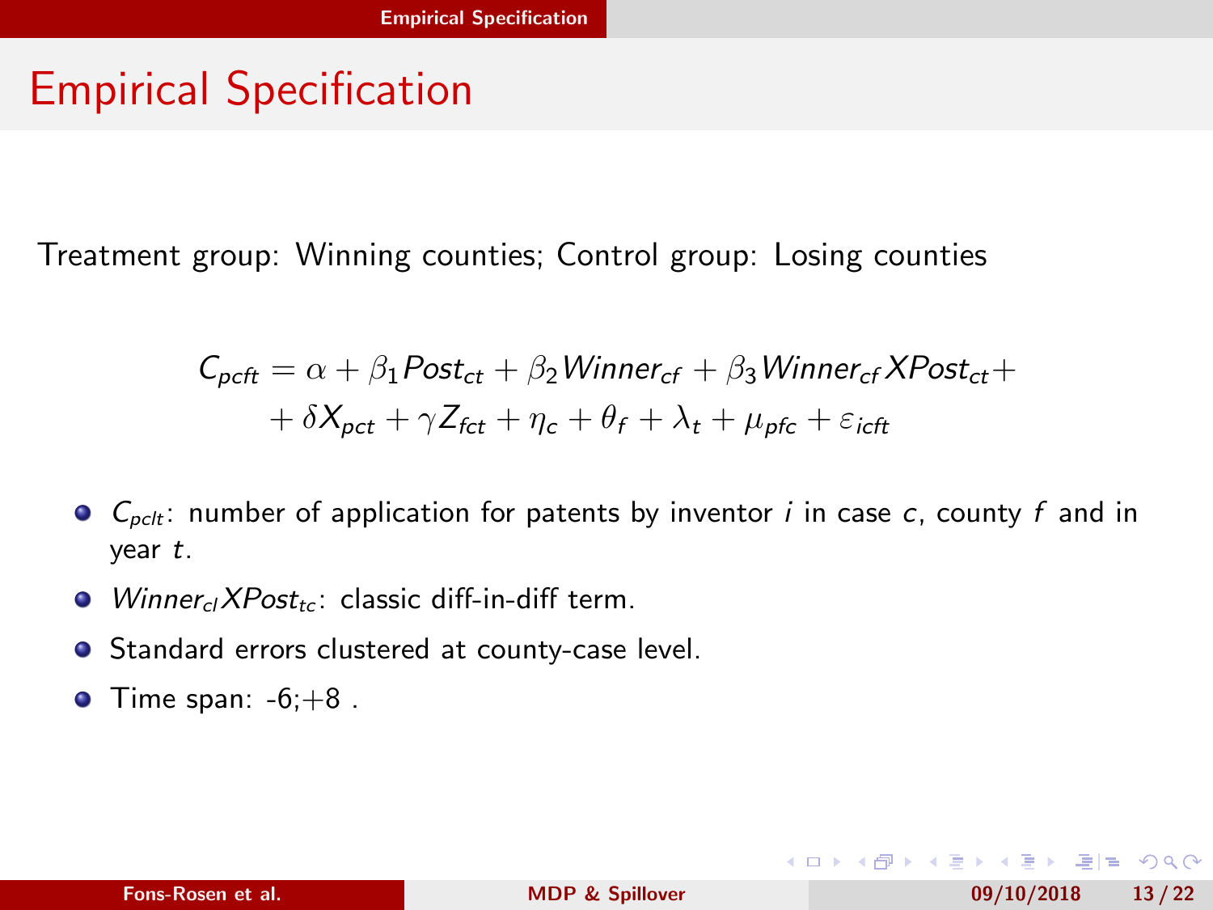# Empirical Specification

Treatment group: Winning counties; Control group: Losing counties

$$C_{pcft} = \alpha + \beta_1 Post_{ct} + \beta_2 Winner_{cf} + \beta_3 Winner_{cf} XPost_{ct} +$$
$$+ \delta X_{pct} + \gamma Z_{fct} + \eta_c + \theta_f + \lambda_t + \mu_{pfc} + \varepsilon_{icft}$$

- $C_{pclt}$: number of application for patents by inventor $i$ in case $c$, county $f$ and in year $t$.
- $Winner_{cl} XPost_{tc}$: classic diff-in-diff term.
- Standard errors clustered at county-case level.
- Time span: -6;+8 .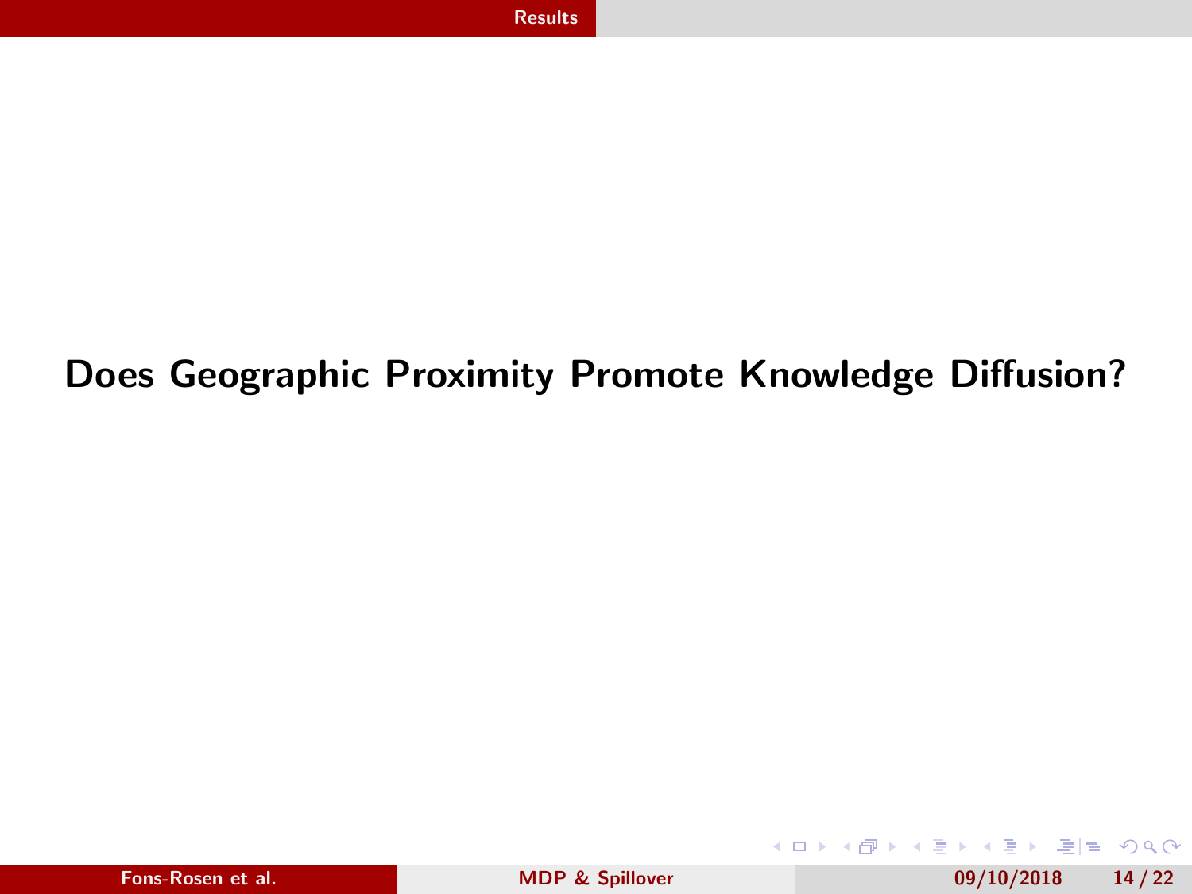# Does Geographic Proximity Promote Knowledge Diffusion?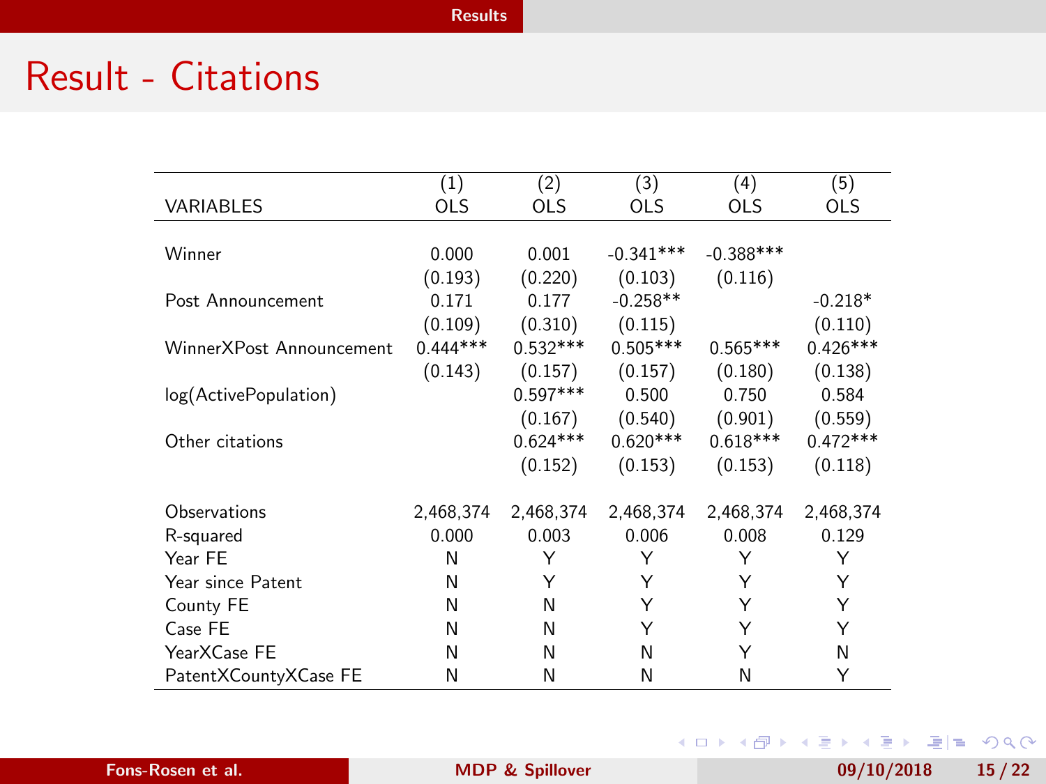# Result - Citations

| VARIABLES | (1) OLS | (2) OLS | (3) OLS | (4) OLS | (5) OLS |
|---|---|---|---|---|---|
| Winner | 0.000 | 0.001 | -0.341*** | -0.388*** | |
| | (0.193) | (0.220) | (0.103) | (0.116) | |
| Post Announcement | 0.171 | 0.177 | -0.258** | | -0.218* |
| | (0.109) | (0.310) | (0.115) | | (0.110) |
| WinnerXPost Announcement | 0.444*** | 0.532*** | 0.505*** | 0.565*** | 0.426*** |
| | (0.143) | (0.157) | (0.157) | (0.180) | (0.138) |
| log(ActivePopulation) | | 0.597*** | 0.500 | 0.750 | 0.584 |
| | | (0.167) | (0.540) | (0.901) | (0.559) |
| Other citations | | 0.624*** | 0.620*** | 0.618*** | 0.472*** |
| | | (0.152) | (0.153) | (0.153) | (0.118) |
| Observations | 2,468,374 | 2,468,374 | 2,468,374 | 2,468,374 | 2,468,374 |
| R-squared | 0.000 | 0.003 | 0.006 | 0.008 | 0.129 |
| Year FE | N | Y | Y | Y | Y |
| Year since Patent | N | Y | Y | Y | Y |
| County FE | N | N | Y | Y | Y |
| Case FE | N | N | Y | Y | Y |
| YearXCase FE | N | N | N | Y | N |
| PatentXCountyXCase FE | N | N | N | N | Y |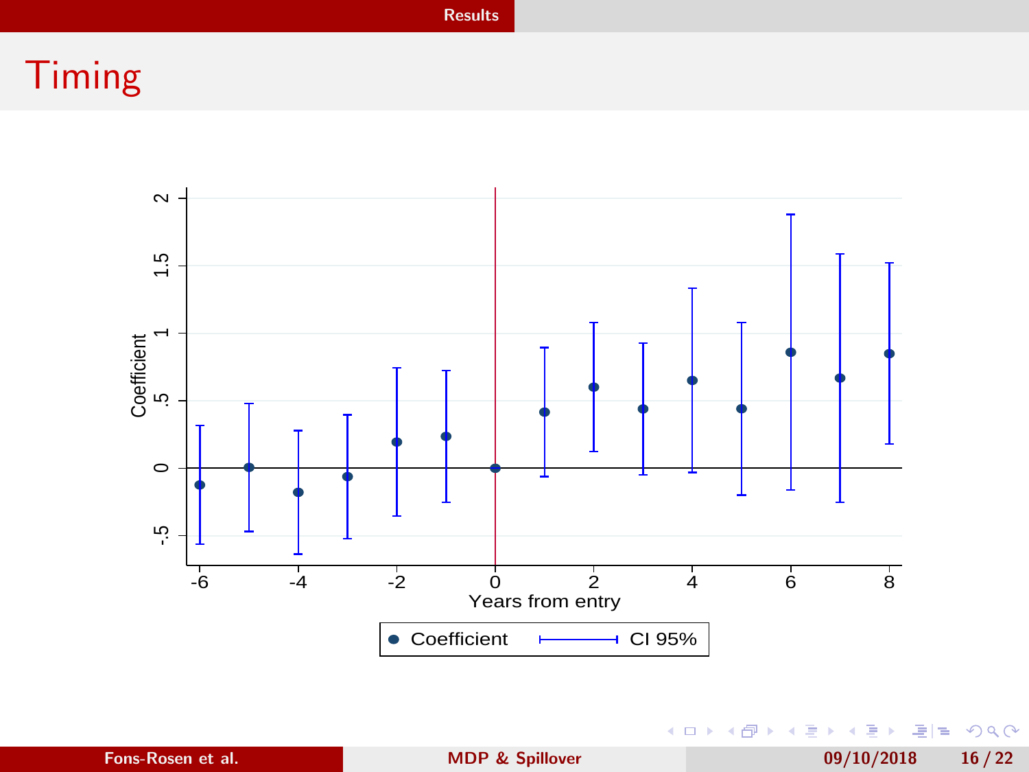# Timing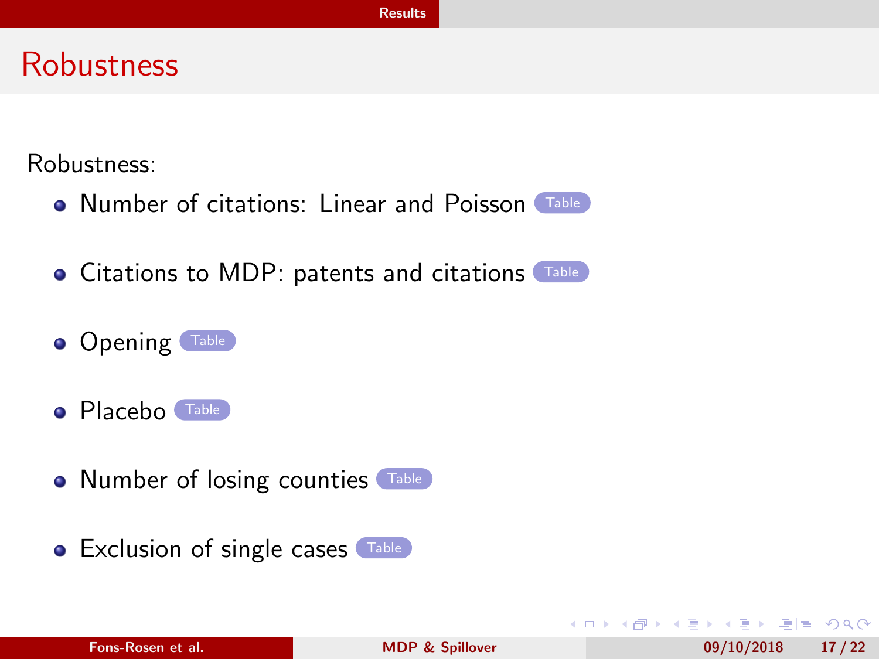# Robustness

Robustness:

- Number of citations: Linear and Poisson Table
- Citations to MDP: patents and citations Table
- Opening Table
- Placebo Table
- Number of losing counties Table
- Exclusion of single cases Table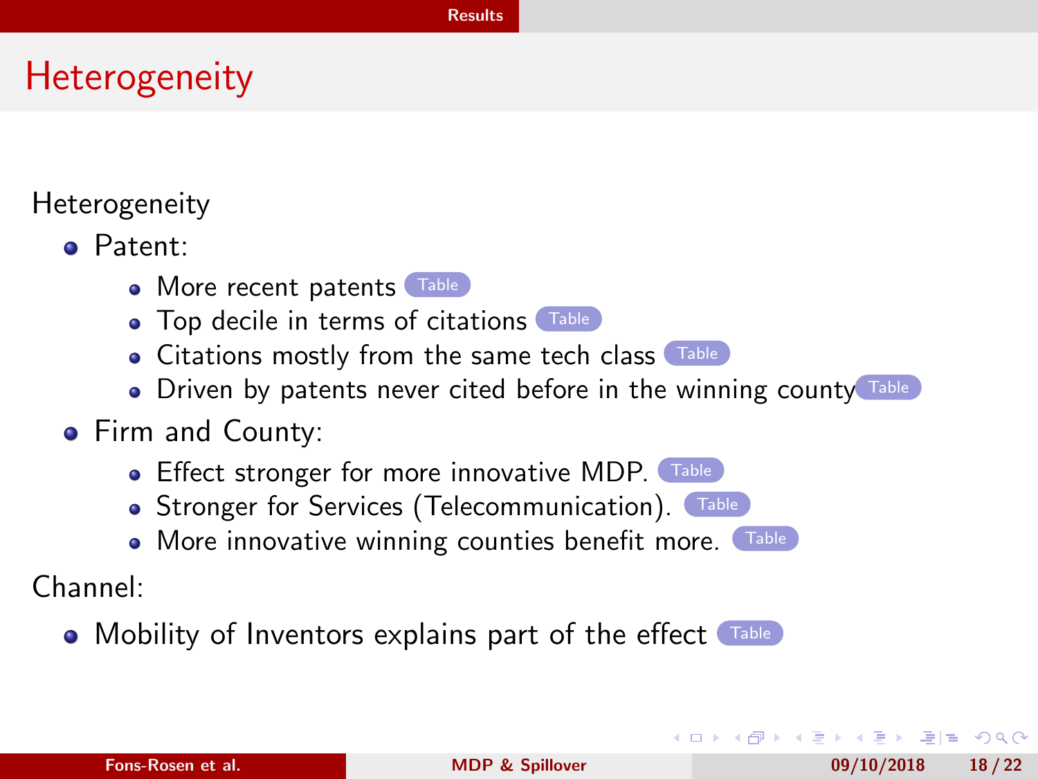# Heterogeneity

Heterogeneity

- Patent:
  - More recent patents Table
  - Top decile in terms of citations Table
  - Citations mostly from the same tech class Table
  - Driven by patents never cited before in the winning county Table
- Firm and County:
  - Effect stronger for more innovative MDP. Table
  - Stronger for Services (Telecommunication). Table
  - More innovative winning counties benefit more. Table

Channel:

- Mobility of Inventors explains part of the effect Table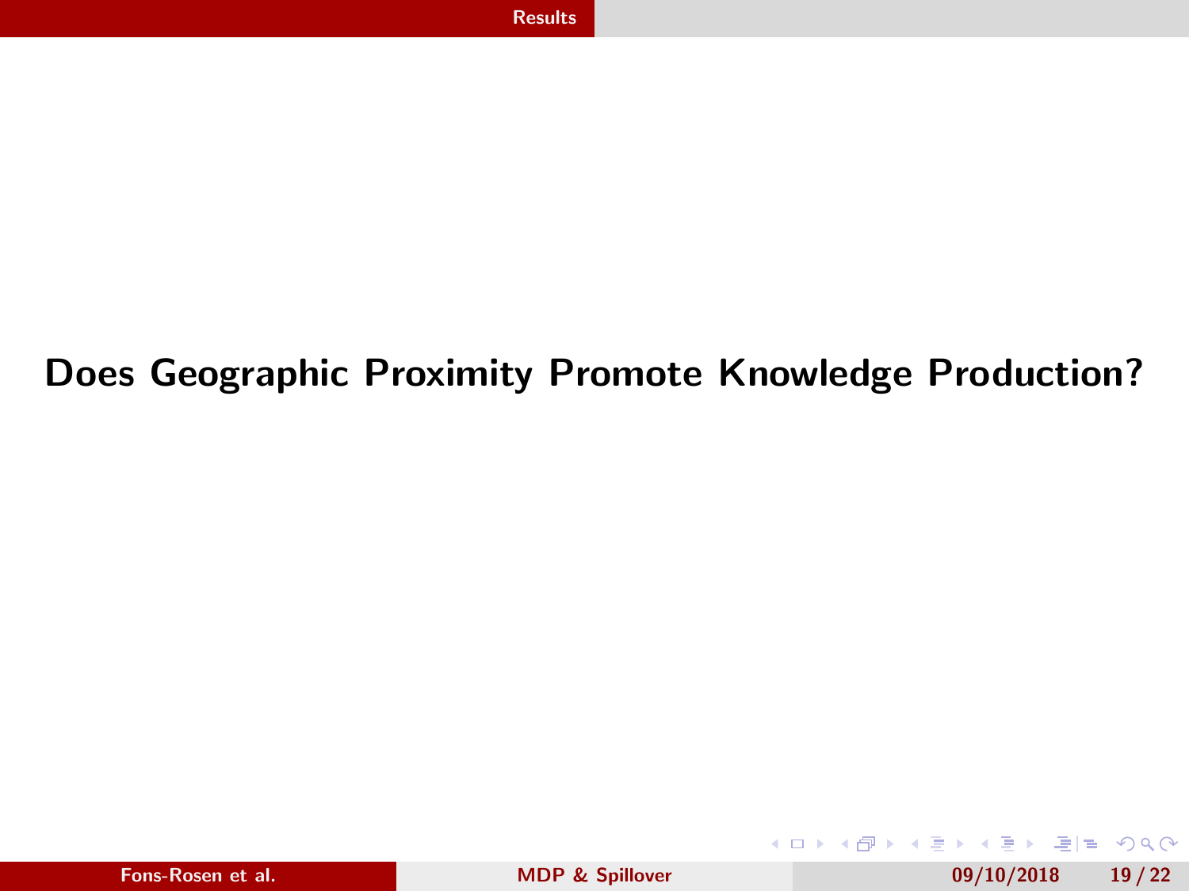# Does Geographic Proximity Promote Knowledge Production?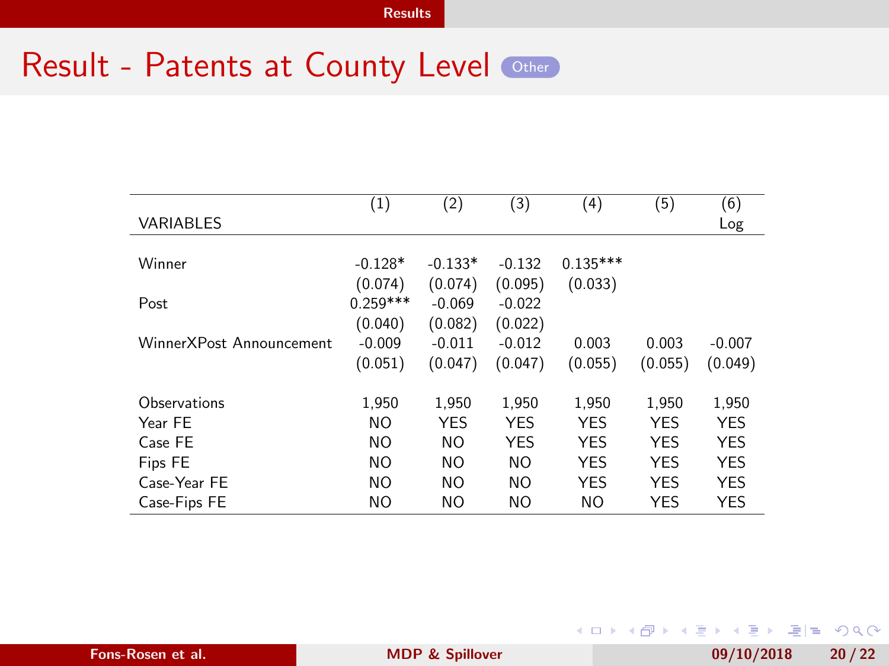# Result - Patents at County Level

Other

| VARIABLES | (1) | (2) | (3) | (4) | (5) | (6) Log |
|---|---|---|---|---|---|---|
| Winner | -0.128* | -0.133* | -0.132 | 0.135*** | | |
| | (0.074) | (0.074) | (0.095) | (0.033) | | |
| Post | 0.259*** | -0.069 | -0.022 | | | |
| | (0.040) | (0.082) | (0.022) | | | |
| WinnerXPost Announcement | -0.009 | -0.011 | -0.012 | 0.003 | 0.003 | -0.007 |
| | (0.051) | (0.047) | (0.047) | (0.055) | (0.055) | (0.049) |
| Observations | 1,950 | 1,950 | 1,950 | 1,950 | 1,950 | 1,950 |
| Year FE | NO | YES | YES | YES | YES | YES |
| Case FE | NO | NO | YES | YES | YES | YES |
| Fips FE | NO | NO | NO | YES | YES | YES |
| Case-Year FE | NO | NO | NO | YES | YES | YES |
| Case-Fips FE | NO | NO | NO | NO | YES | YES |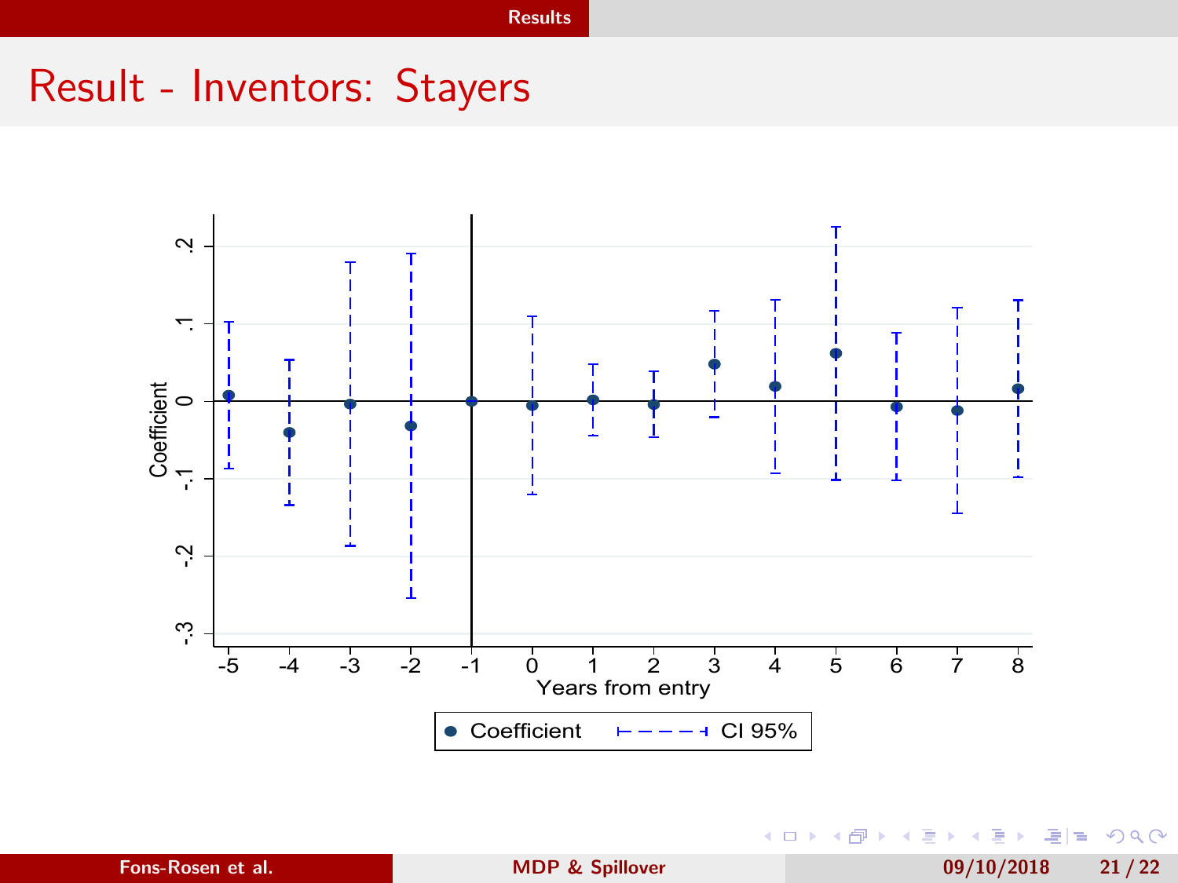# Result - Inventors: Stayers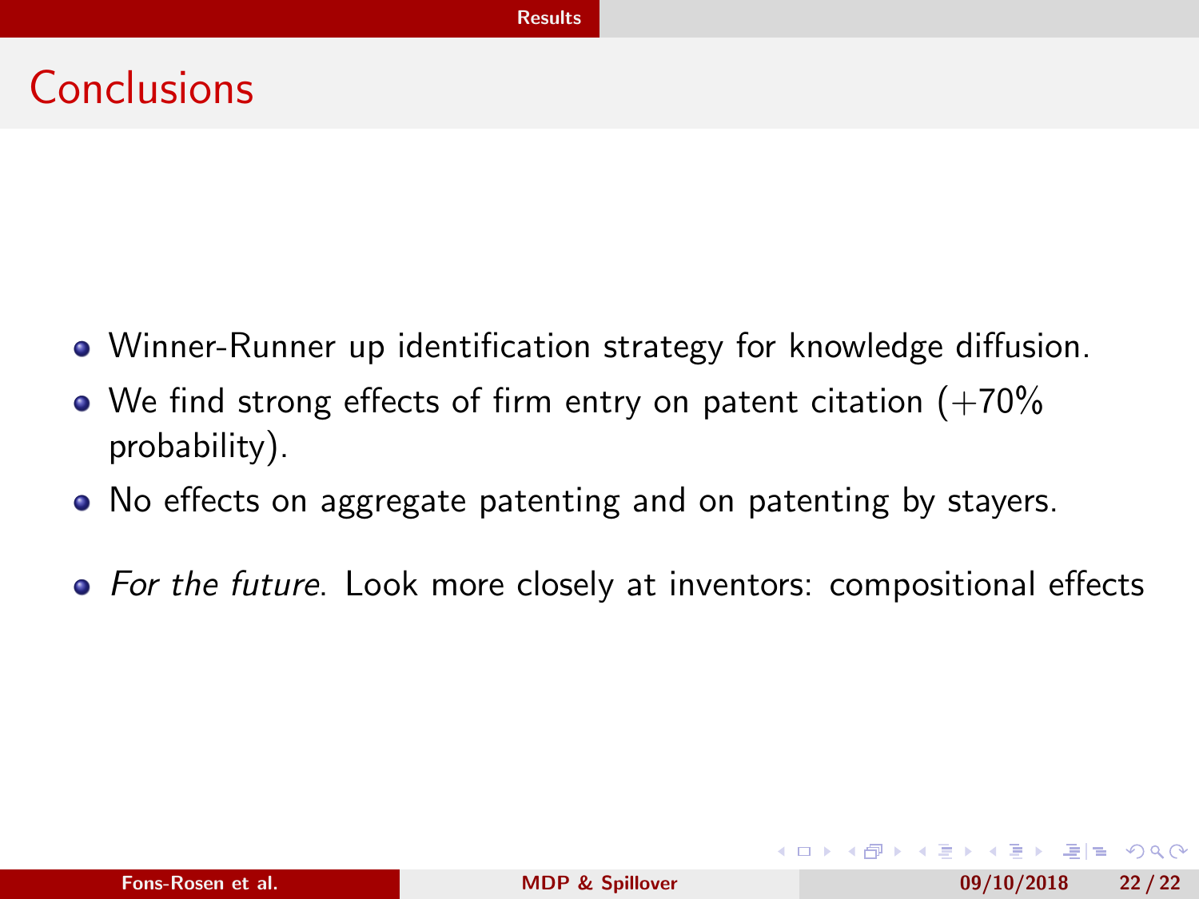# Conclusions

- Winner-Runner up identification strategy for knowledge diffusion.
- We find strong effects of firm entry on patent citation (+70% probability).
- No effects on aggregate patenting and on patenting by stayers.
- *For the future*. Look more closely at inventors: compositional effects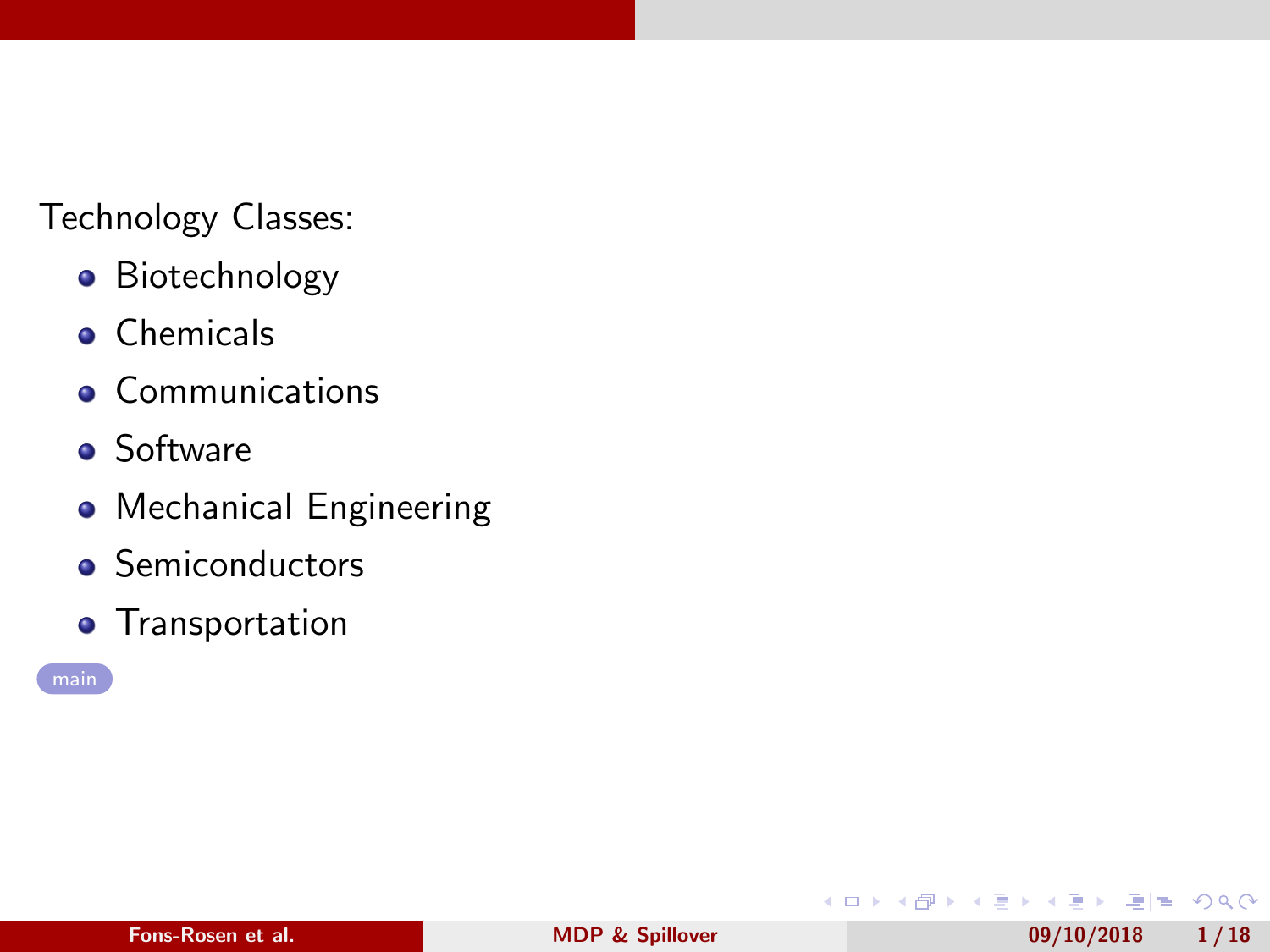Technology Classes:

- Biotechnology
- Chemicals
- Communications
- Software
- Mechanical Engineering
- Semiconductors
- Transportation

main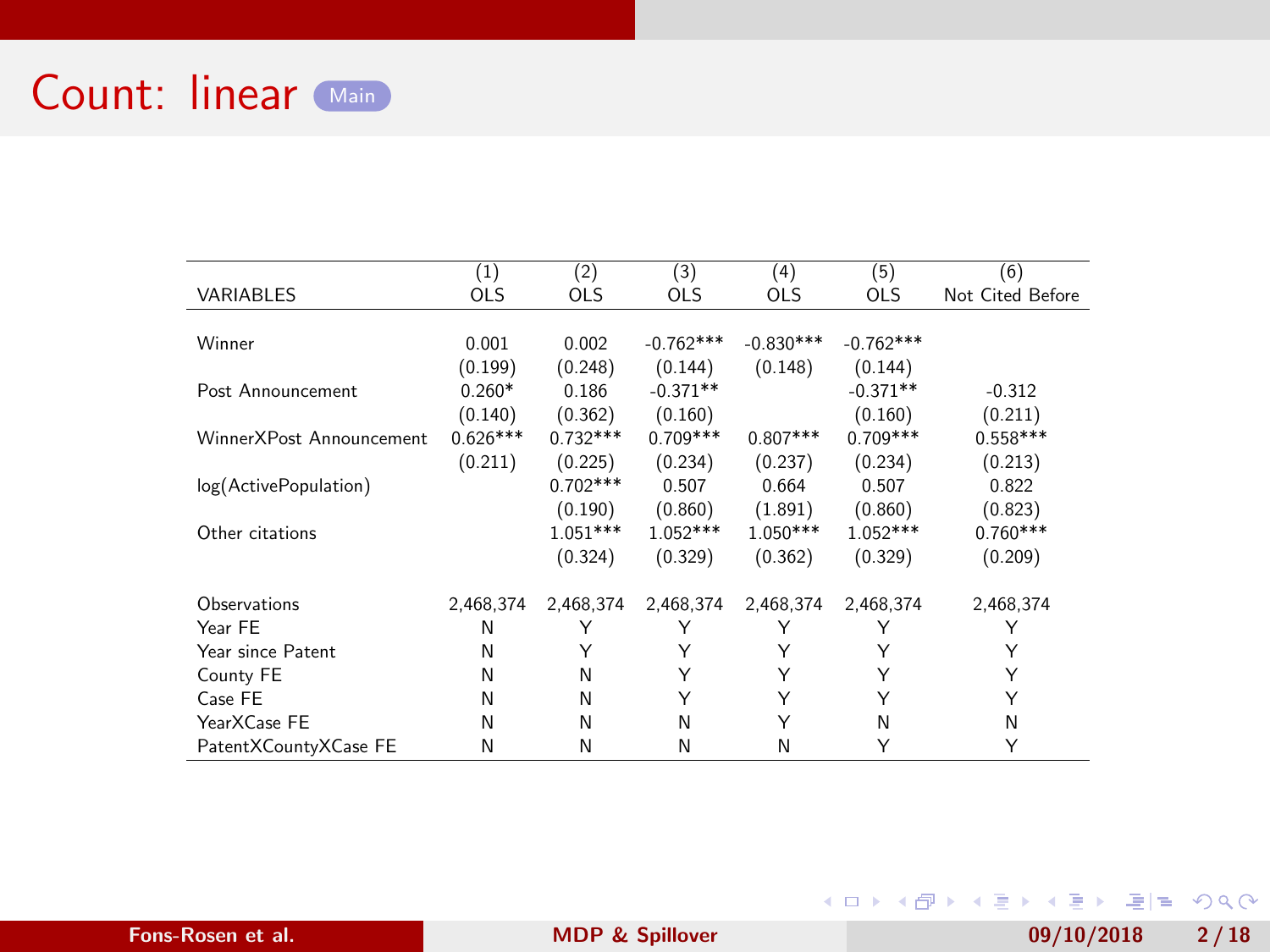# Count: linear

Main

| VARIABLES | (1) OLS | (2) OLS | (3) OLS | (4) OLS | (5) OLS | (6) Not Cited Before |
|---|---|---|---|---|---|---|
| Winner | 0.001 | 0.002 | -0.762*** | -0.830*** | -0.762*** | |
| | (0.199) | (0.248) | (0.144) | (0.148) | (0.144) | |
| Post Announcement | 0.260* | 0.186 | -0.371** | | -0.371** | -0.312 |
| | (0.140) | (0.362) | (0.160) | | (0.160) | (0.211) |
| WinnerXPost Announcement | 0.626*** | 0.732*** | 0.709*** | 0.807*** | 0.709*** | 0.558*** |
| | (0.211) | (0.225) | (0.234) | (0.237) | (0.234) | (0.213) |
| log(ActivePopulation) | | 0.702*** | 0.507 | 0.664 | 0.507 | 0.822 |
| | | (0.190) | (0.860) | (1.891) | (0.860) | (0.823) |
| Other citations | | 1.051*** | 1.052*** | 1.050*** | 1.052*** | 0.760*** |
| | | (0.324) | (0.329) | (0.362) | (0.329) | (0.209) |
| Observations | 2,468,374 | 2,468,374 | 2,468,374 | 2,468,374 | 2,468,374 | 2,468,374 |
| Year FE | N | Y | Y | Y | Y | Y |
| Year since Patent | N | Y | Y | Y | Y | Y |
| County FE | N | N | Y | Y | Y | Y |
| Case FE | N | N | Y | Y | Y | Y |
| YearXCase FE | N | N | N | Y | N | N |
| PatentXCountyXCase FE | N | N | N | N | Y | Y |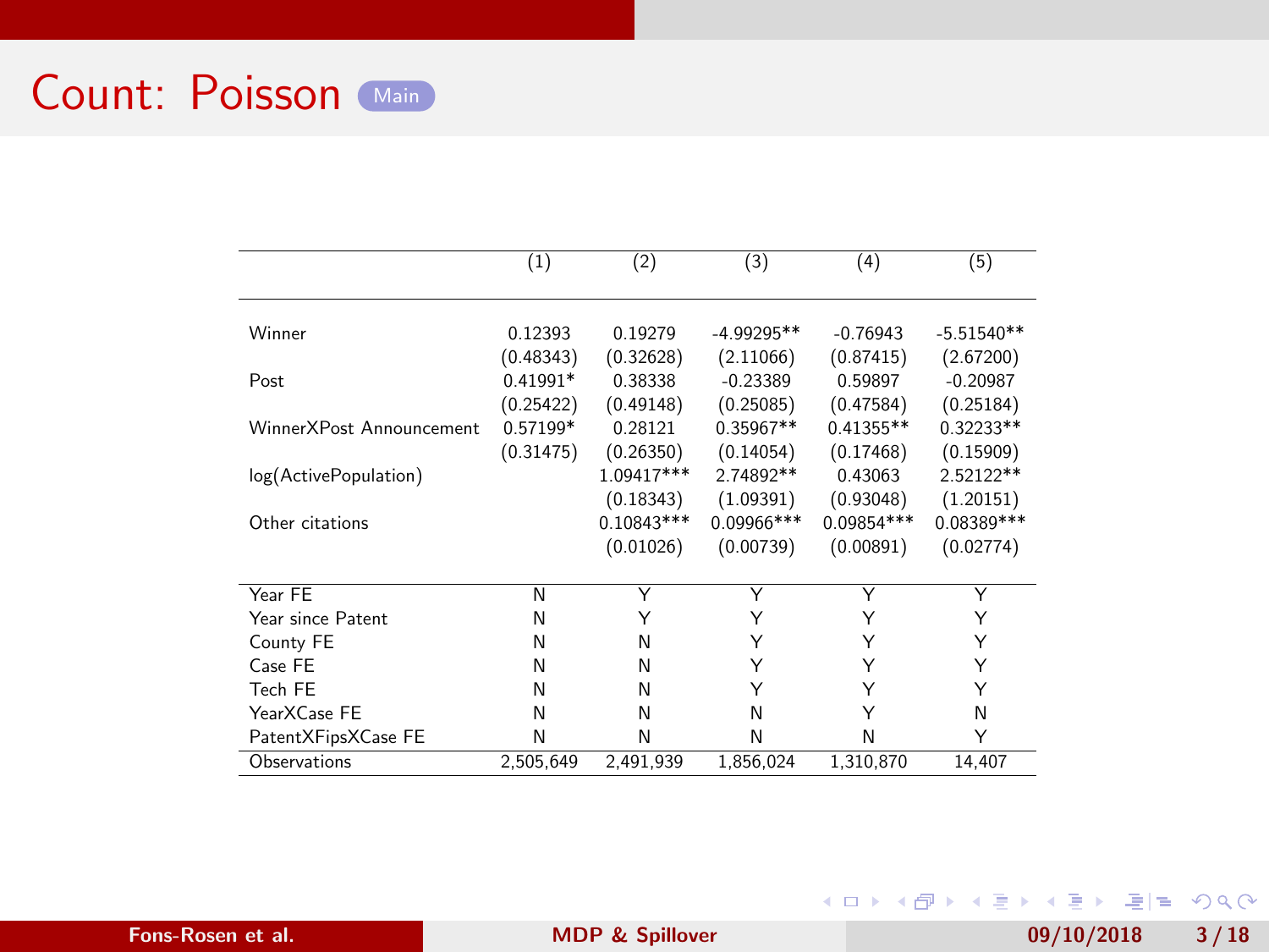# Count: Poisson

Main

| | (1) | (2) | (3) | (4) | (5) |
|---|---|---|---|---|---|
| Winner | 0.12393 | 0.19279 | -4.99295** | -0.76943 | -5.51540** |
| | (0.48343) | (0.32628) | (2.11066) | (0.87415) | (2.67200) |
| Post | 0.41991* | 0.38338 | -0.23389 | 0.59897 | -0.20987 |
| | (0.25422) | (0.49148) | (0.25085) | (0.47584) | (0.25184) |
| WinnerXPost Announcement | 0.57199* | 0.28121 | 0.35967** | 0.41355** | 0.32233** |
| | (0.31475) | (0.26350) | (0.14054) | (0.17468) | (0.15909) |
| log(ActivePopulation) | | 1.09417*** | 2.74892** | 0.43063 | 2.52122** |
| | | (0.18343) | (1.09391) | (0.93048) | (1.20151) |
| Other citations | | 0.10843*** | 0.09966*** | 0.09854*** | 0.08389*** |
| | | (0.01026) | (0.00739) | (0.00891) | (0.02774) |
| Year FE | N | Y | Y | Y | Y |
| Year since Patent | N | Y | Y | Y | Y |
| County FE | N | N | Y | Y | Y |
| Case FE | N | N | Y | Y | Y |
| Tech FE | N | N | Y | Y | Y |
| YearXCase FE | N | N | N | Y | N |
| PatentXFipsXCase FE | N | N | N | N | Y |
| Observations | 2,505,649 | 2,491,939 | 1,856,024 | 1,310,870 | 14,407 |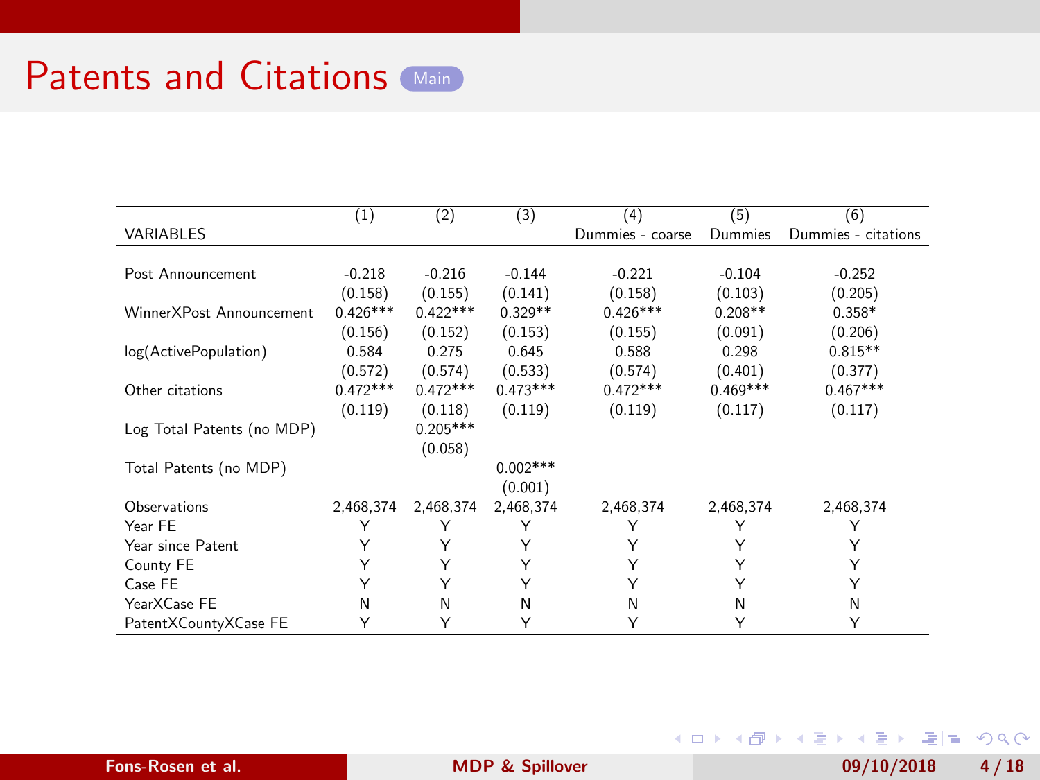# Patents and Citations

Main

| VARIABLES | (1) | (2) | (3) | (4) Dummies - coarse | (5) Dummies | (6) Dummies - citations |
|---|---|---|---|---|---|---|
| Post Announcement | -0.218 | -0.216 | -0.144 | -0.221 | -0.104 | -0.252 |
| | (0.158) | (0.155) | (0.141) | (0.158) | (0.103) | (0.205) |
| WinnerXPost Announcement | 0.426*** | 0.422*** | 0.329** | 0.426*** | 0.208** | 0.358* |
| | (0.156) | (0.152) | (0.153) | (0.155) | (0.091) | (0.206) |
| log(ActivePopulation) | 0.584 | 0.275 | 0.645 | 0.588 | 0.298 | 0.815** |
| | (0.572) | (0.574) | (0.533) | (0.574) | (0.401) | (0.377) |
| Other citations | 0.472*** | 0.472*** | 0.473*** | 0.472*** | 0.469*** | 0.467*** |
| | (0.119) | (0.118) | (0.119) | (0.119) | (0.117) | (0.117) |
| Log Total Patents (no MDP) | | 0.205*** | | | | |
| | | (0.058) | | | | |
| Total Patents (no MDP) | | | 0.002*** | | | |
| | | | (0.001) | | | |
| Observations | 2,468,374 | 2,468,374 | 2,468,374 | 2,468,374 | 2,468,374 | 2,468,374 |
| Year FE | Y | Y | Y | Y | Y | Y |
| Year since Patent | Y | Y | Y | Y | Y | Y |
| County FE | Y | Y | Y | Y | Y | Y |
| Case FE | Y | Y | Y | Y | Y | Y |
| YearXCase FE | N | N | N | N | N | N |
| PatentXCountyXCase FE | Y | Y | Y | Y | Y | Y |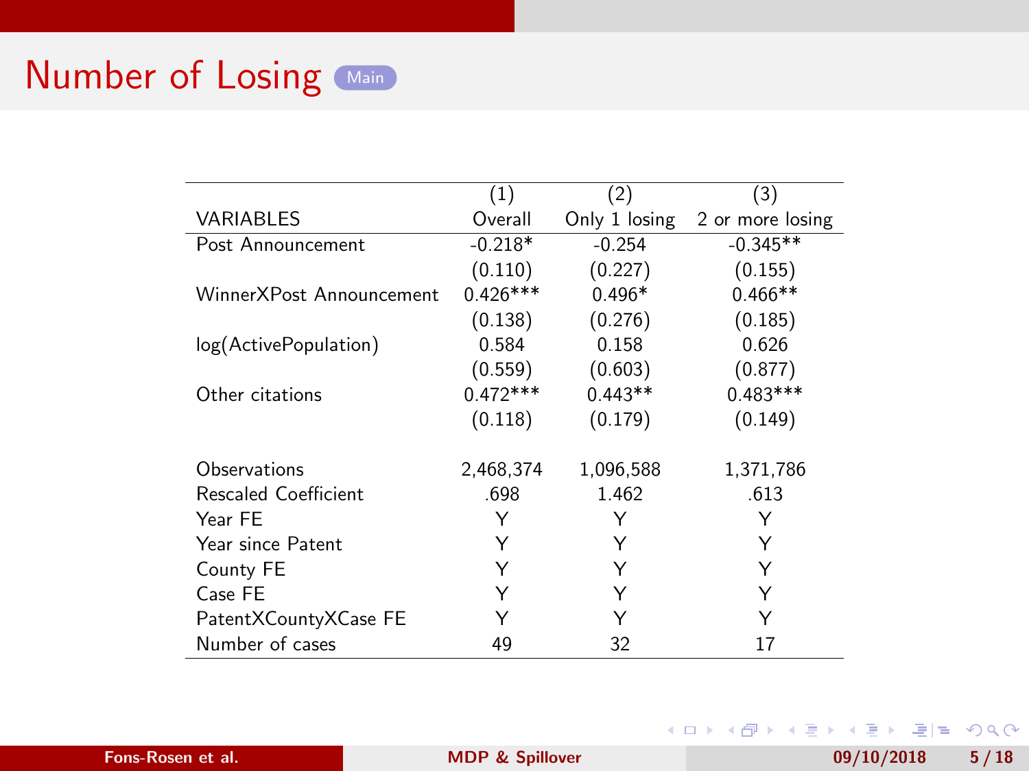# Number of Losing

Main

| VARIABLES | (1) Overall | (2) Only 1 losing | (3) 2 or more losing |
|---|---|---|---|
| Post Announcement | -0.218* | -0.254 | -0.345** |
| | (0.110) | (0.227) | (0.155) |
| WinnerXPost Announcement | 0.426*** | 0.496* | 0.466** |
| | (0.138) | (0.276) | (0.185) |
| log(ActivePopulation) | 0.584 | 0.158 | 0.626 |
| | (0.559) | (0.603) | (0.877) |
| Other citations | 0.472*** | 0.443** | 0.483*** |
| | (0.118) | (0.179) | (0.149) |
| | | | |
| Observations | 2,468,374 | 1,096,588 | 1,371,786 |
| Rescaled Coefficient | .698 | 1.462 | .613 |
| Year FE | Y | Y | Y |
| Year since Patent | Y | Y | Y |
| County FE | Y | Y | Y |
| Case FE | Y | Y | Y |
| PatentXCountyXCase FE | Y | Y | Y |
| Number of cases | 49 | 32 | 17 |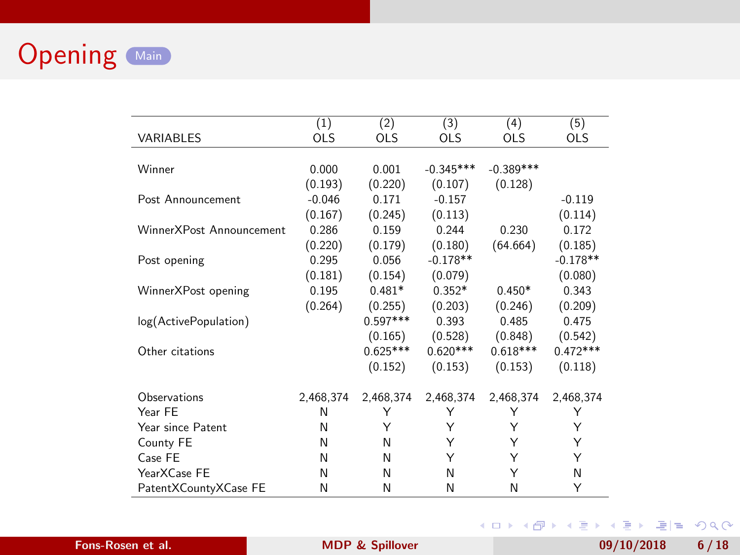# Opening

Main

| VARIABLES | (1) OLS | (2) OLS | (3) OLS | (4) OLS | (5) OLS |
|---|---|---|---|---|---|
| Winner | 0.000 | 0.001 | -0.345*** | -0.389*** | |
| | (0.193) | (0.220) | (0.107) | (0.128) | |
| Post Announcement | -0.046 | 0.171 | -0.157 | | -0.119 |
| | (0.167) | (0.245) | (0.113) | | (0.114) |
| WinnerXPost Announcement | 0.286 | 0.159 | 0.244 | 0.230 | 0.172 |
| | (0.220) | (0.179) | (0.180) | (64.664) | (0.185) |
| Post opening | 0.295 | 0.056 | -0.178** | | -0.178** |
| | (0.181) | (0.154) | (0.079) | | (0.080) |
| WinnerXPost opening | 0.195 | 0.481* | 0.352* | 0.450* | 0.343 |
| | (0.264) | (0.255) | (0.203) | (0.246) | (0.209) |
| log(ActivePopulation) | | 0.597*** | 0.393 | 0.485 | 0.475 |
| | | (0.165) | (0.528) | (0.848) | (0.542) |
| Other citations | | 0.625*** | 0.620*** | 0.618*** | 0.472*** |
| | | (0.152) | (0.153) | (0.153) | (0.118) |
| Observations | 2,468,374 | 2,468,374 | 2,468,374 | 2,468,374 | 2,468,374 |
| Year FE | N | Y | Y | Y | Y |
| Year since Patent | N | Y | Y | Y | Y |
| County FE | N | N | Y | Y | Y |
| Case FE | N | N | Y | Y | Y |
| YearXCase FE | N | N | N | Y | N |
| PatentXCountyXCase FE | N | N | N | N | Y |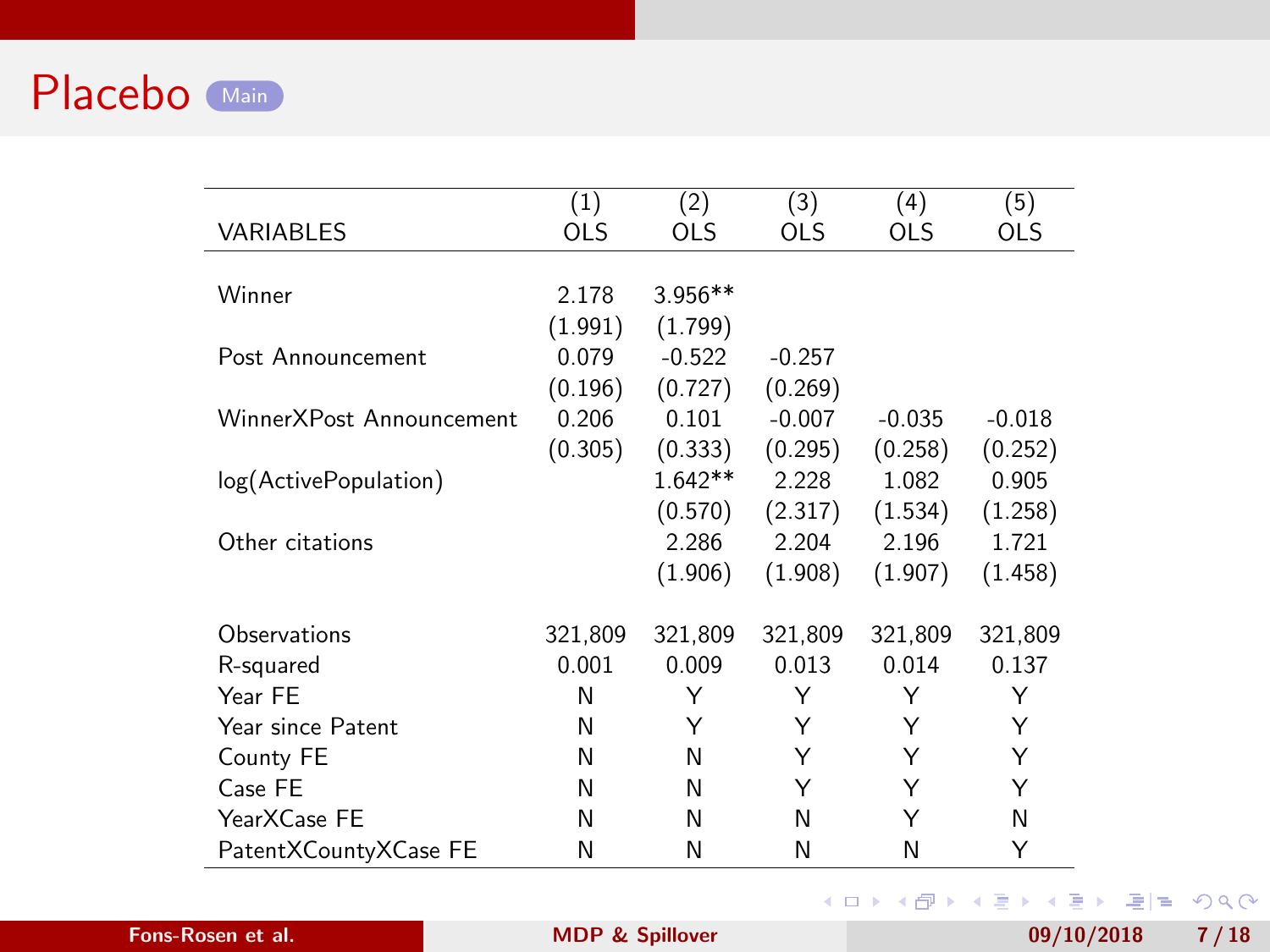# Placebo

| VARIABLES | (1) OLS | (2) OLS | (3) OLS | (4) OLS | (5) OLS |
|---|---|---|---|---|---|
| Winner | 2.178 | 3.956** | | | |
| | (1.991) | (1.799) | | | |
| Post Announcement | 0.079 | -0.522 | -0.257 | | |
| | (0.196) | (0.727) | (0.269) | | |
| WinnerXPost Announcement | 0.206 | 0.101 | -0.007 | -0.035 | -0.018 |
| | (0.305) | (0.333) | (0.295) | (0.258) | (0.252) |
| log(ActivePopulation) | | 1.642** | 2.228 | 1.082 | 0.905 |
| | | (0.570) | (2.317) | (1.534) | (1.258) |
| Other citations | | 2.286 | 2.204 | 2.196 | 1.721 |
| | | (1.906) | (1.908) | (1.907) | (1.458) |
| Observations | 321,809 | 321,809 | 321,809 | 321,809 | 321,809 |
| R-squared | 0.001 | 0.009 | 0.013 | 0.014 | 0.137 |
| Year FE | N | Y | Y | Y | Y |
| Year since Patent | N | Y | Y | Y | Y |
| County FE | N | N | Y | Y | Y |
| Case FE | N | N | Y | Y | Y |
| YearXCase FE | N | N | N | Y | N |
| PatentXCountyXCase FE | N | N | N | N | Y |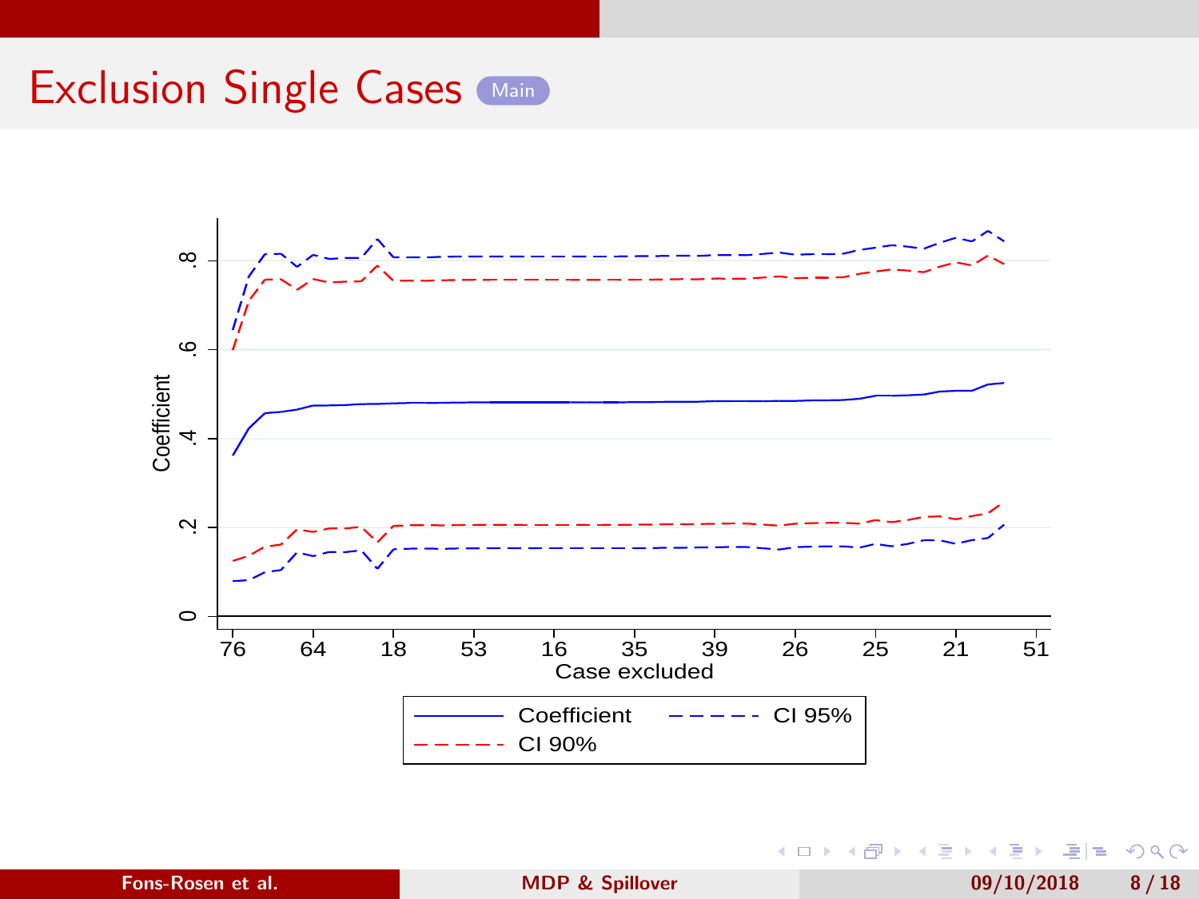# Exclusion Single Cases

Main

Coefficient

0 .2 .4 .6 .8

76 64 18 53 16 35 39 26 25 21 51

Case excluded

Coefficient — CI 95% — CI 90%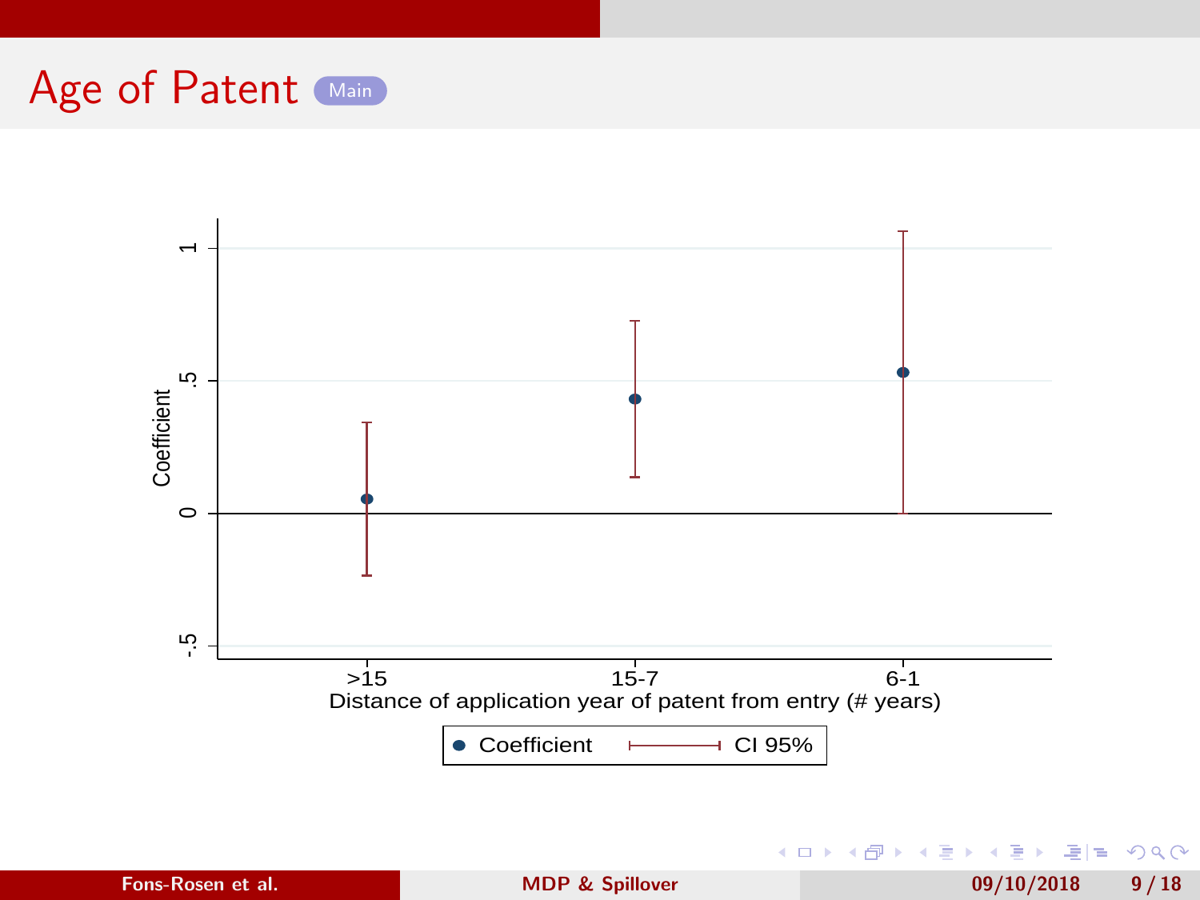# Age of Patent

Main

Coefficient

1

.5

0

-.5

>15

15-7

6-1

Distance of application year of patent from entry (# years)

Coefficient

CI 95%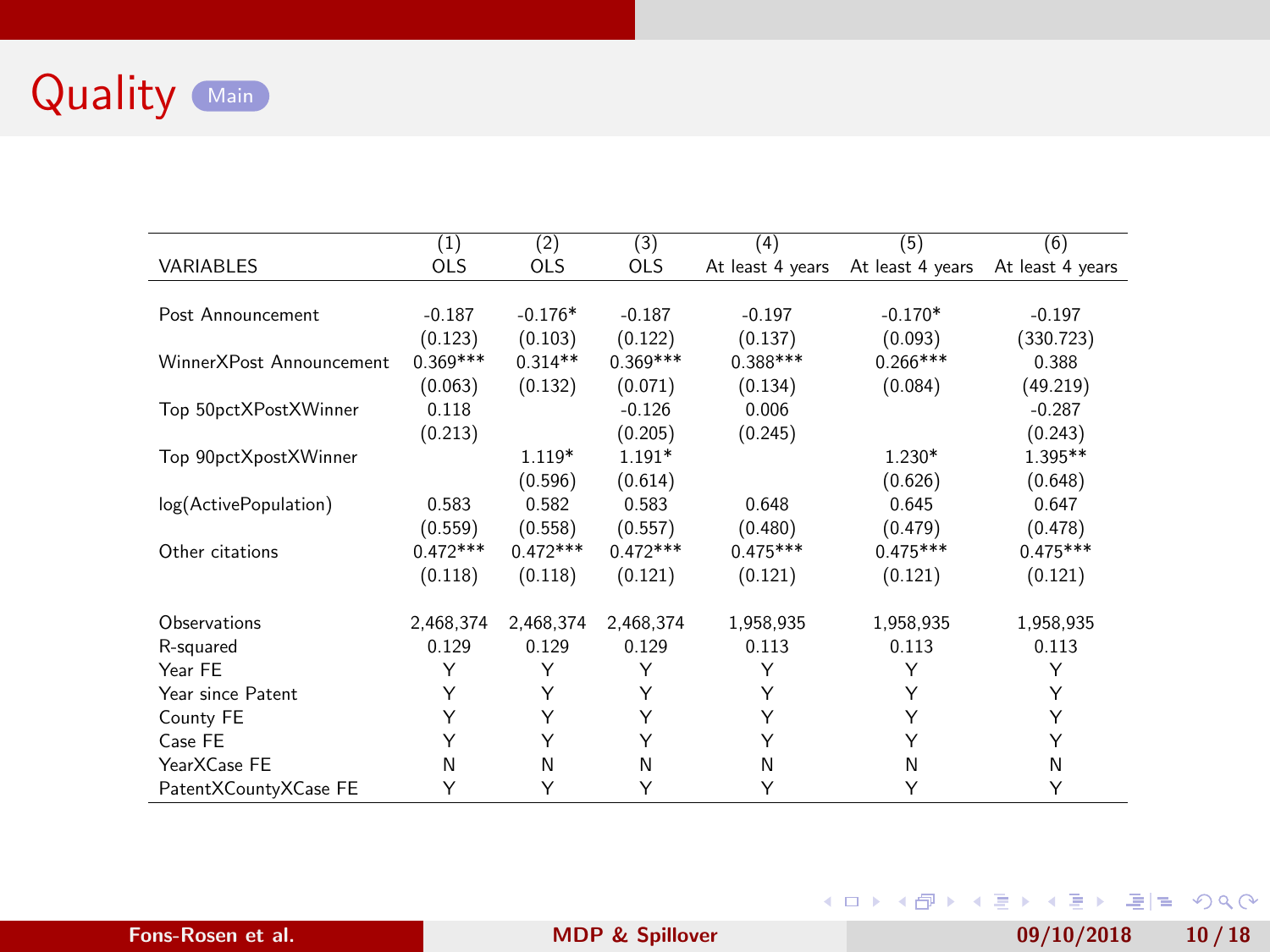# Quality

Main

| VARIABLES | (1) OLS | (2) OLS | (3) OLS | (4) At least 4 years | (5) At least 4 years | (6) At least 4 years |
|---|---|---|---|---|---|---|
| Post Announcement | -0.187 | -0.176* | -0.187 | -0.197 | -0.170* | -0.197 |
| | (0.123) | (0.103) | (0.122) | (0.137) | (0.093) | (330.723) |
| WinnerXPost Announcement | 0.369*** | 0.314** | 0.369*** | 0.388*** | 0.266*** | 0.388 |
| | (0.063) | (0.132) | (0.071) | (0.134) | (0.084) | (49.219) |
| Top 50pctXPostXWinner | 0.118 | | -0.126 | 0.006 | | -0.287 |
| | (0.213) | | (0.205) | (0.245) | | (0.243) |
| Top 90pctXpostXWinner | | 1.119* | 1.191* | | 1.230* | 1.395** |
| | | (0.596) | (0.614) | | (0.626) | (0.648) |
| log(ActivePopulation) | 0.583 | 0.582 | 0.583 | 0.648 | 0.645 | 0.647 |
| | (0.559) | (0.558) | (0.557) | (0.480) | (0.479) | (0.478) |
| Other citations | 0.472*** | 0.472*** | 0.472*** | 0.475*** | 0.475*** | 0.475*** |
| | (0.118) | (0.118) | (0.121) | (0.121) | (0.121) | (0.121) |
| Observations | 2,468,374 | 2,468,374 | 2,468,374 | 1,958,935 | 1,958,935 | 1,958,935 |
| R-squared | 0.129 | 0.129 | 0.129 | 0.113 | 0.113 | 0.113 |
| Year FE | Y | Y | Y | Y | Y | Y |
| Year since Patent | Y | Y | Y | Y | Y | Y |
| County FE | Y | Y | Y | Y | Y | Y |
| Case FE | Y | Y | Y | Y | Y | Y |
| YearXCase FE | N | N | N | N | N | N |
| PatentXCountyXCase FE | Y | Y | Y | Y | Y | Y |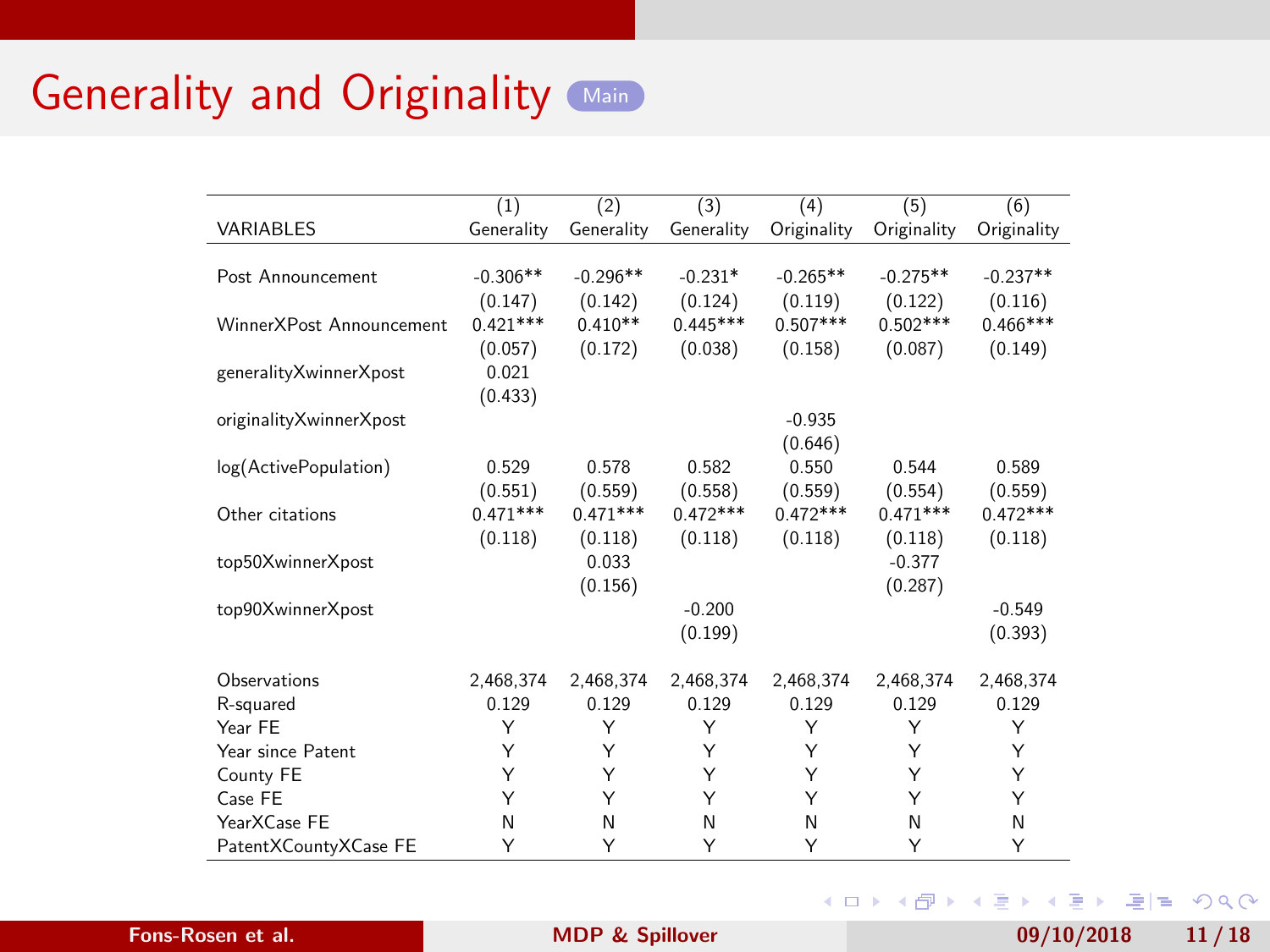# Generality and Originality

| VARIABLES | (1) Generality | (2) Generality | (3) Generality | (4) Originality | (5) Originality | (6) Originality |
|---|---|---|---|---|---|---|
| Post Announcement | -0.306** | -0.296** | -0.231* | -0.265** | -0.275** | -0.237** |
| | (0.147) | (0.142) | (0.124) | (0.119) | (0.122) | (0.116) |
| WinnerXPost Announcement | 0.421*** | 0.410** | 0.445*** | 0.507*** | 0.502*** | 0.466*** |
| | (0.057) | (0.172) | (0.038) | (0.158) | (0.087) | (0.149) |
| generalityXwinnerXpost | 0.021 | | | | | |
| | (0.433) | | | | | |
| originalityXwinnerXpost | | | | -0.935 | | |
| | | | | (0.646) | | |
| log(ActivePopulation) | 0.529 | 0.578 | 0.582 | 0.550 | 0.544 | 0.589 |
| | (0.551) | (0.559) | (0.558) | (0.559) | (0.554) | (0.559) |
| Other citations | 0.471*** | 0.471*** | 0.472*** | 0.472*** | 0.471*** | 0.472*** |
| | (0.118) | (0.118) | (0.118) | (0.118) | (0.118) | (0.118) |
| top50XwinnerXpost | | 0.033 | | | -0.377 | |
| | | (0.156) | | | (0.287) | |
| top90XwinnerXpost | | | -0.200 | | | -0.549 |
| | | | (0.199) | | | (0.393) |
| Observations | 2,468,374 | 2,468,374 | 2,468,374 | 2,468,374 | 2,468,374 | 2,468,374 |
| R-squared | 0.129 | 0.129 | 0.129 | 0.129 | 0.129 | 0.129 |
| Year FE | Y | Y | Y | Y | Y | Y |
| Year since Patent | Y | Y | Y | Y | Y | Y |
| County FE | Y | Y | Y | Y | Y | Y |
| Case FE | Y | Y | Y | Y | Y | Y |
| YearXCase FE | N | N | N | N | N | N |
| PatentXCountyXCase FE | Y | Y | Y | Y | Y | Y |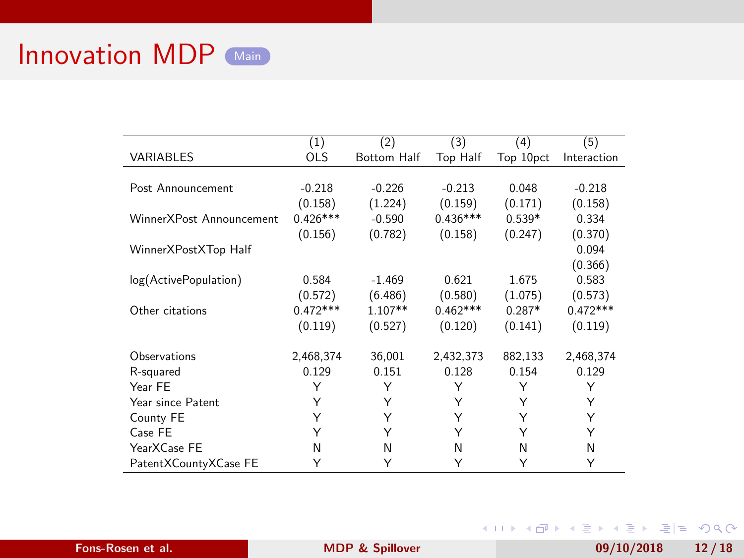# Innovation MDP

| VARIABLES | (1) OLS | (2) Bottom Half | (3) Top Half | (4) Top 10pct | (5) Interaction |
|---|---|---|---|---|---|
| Post Announcement | -0.218 | -0.226 | -0.213 | 0.048 | -0.218 |
| | (0.158) | (1.224) | (0.159) | (0.171) | (0.158) |
| WinnerXPost Announcement | 0.426*** | -0.590 | 0.436*** | 0.539* | 0.334 |
| | (0.156) | (0.782) | (0.158) | (0.247) | (0.370) |
| WinnerXPostXTop Half | | | | | 0.094 |
| | | | | | (0.366) |
| log(ActivePopulation) | 0.584 | -1.469 | 0.621 | 1.675 | 0.583 |
| | (0.572) | (6.486) | (0.580) | (1.075) | (0.573) |
| Other citations | 0.472*** | 1.107** | 0.462*** | 0.287* | 0.472*** |
| | (0.119) | (0.527) | (0.120) | (0.141) | (0.119) |
| Observations | 2,468,374 | 36,001 | 2,432,373 | 882,133 | 2,468,374 |
| R-squared | 0.129 | 0.151 | 0.128 | 0.154 | 0.129 |
| Year FE | Y | Y | Y | Y | Y |
| Year since Patent | Y | Y | Y | Y | Y |
| County FE | Y | Y | Y | Y | Y |
| Case FE | Y | Y | Y | Y | Y |
| YearXCase FE | N | N | N | N | N |
| PatentXCountyXCase FE | Y | Y | Y | Y | Y |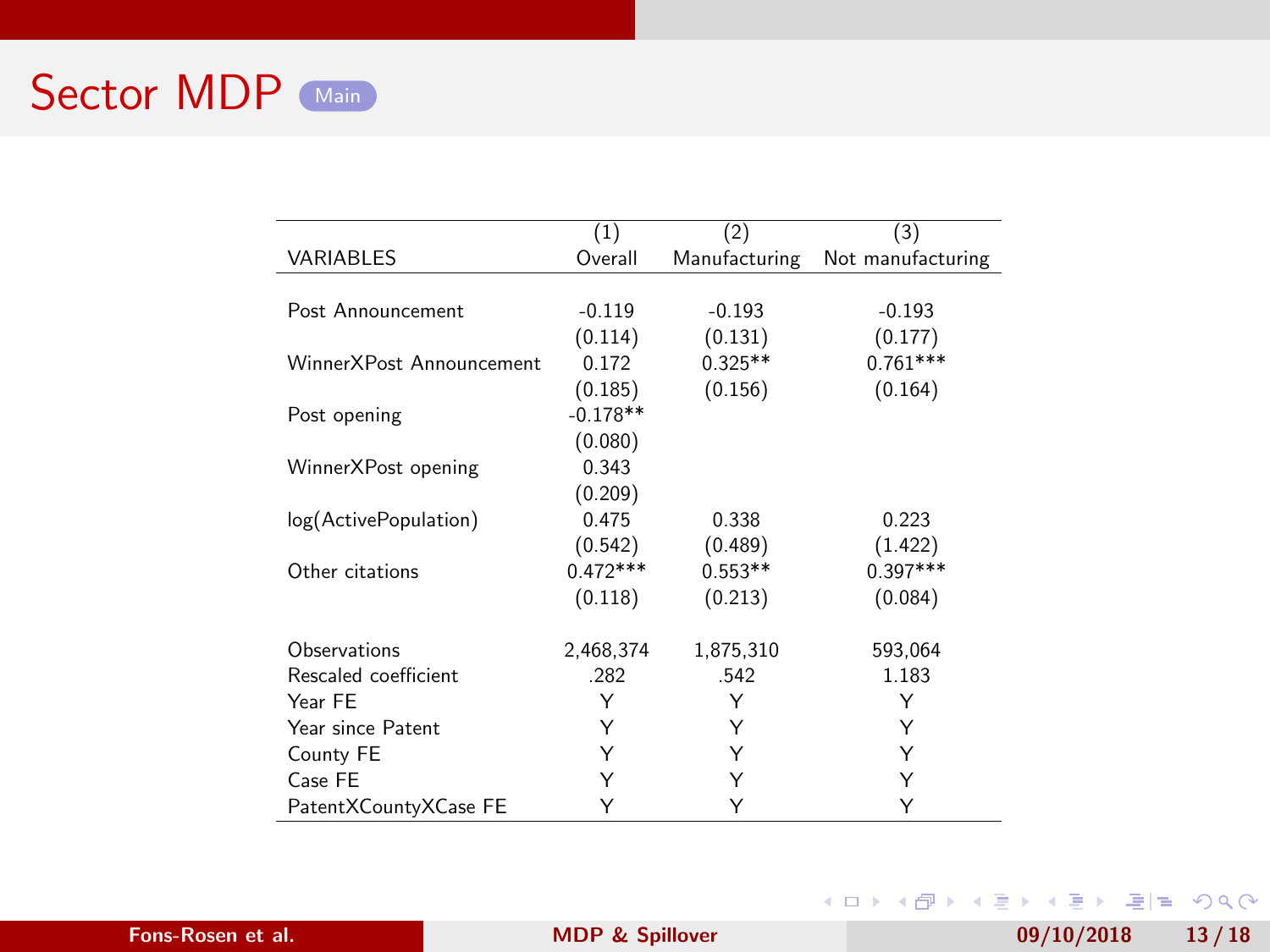# Sector MDP

Main

| VARIABLES | (1) Overall | (2) Manufacturing | (3) Not manufacturing |
|---|---|---|---|
| Post Announcement | -0.119 | -0.193 | -0.193 |
| | (0.114) | (0.131) | (0.177) |
| WinnerXPost Announcement | 0.172 | 0.325** | 0.761*** |
| | (0.185) | (0.156) | (0.164) |
| Post opening | -0.178** | | |
| | (0.080) | | |
| WinnerXPost opening | 0.343 | | |
| | (0.209) | | |
| log(ActivePopulation) | 0.475 | 0.338 | 0.223 |
| | (0.542) | (0.489) | (1.422) |
| Other citations | 0.472*** | 0.553** | 0.397*** |
| | (0.118) | (0.213) | (0.084) |
| Observations | 2,468,374 | 1,875,310 | 593,064 |
| Rescaled coefficient | .282 | .542 | 1.183 |
| Year FE | Y | Y | Y |
| Year since Patent | Y | Y | Y |
| County FE | Y | Y | Y |
| Case FE | Y | Y | Y |
| PatentXCountyXCase FE | Y | Y | Y |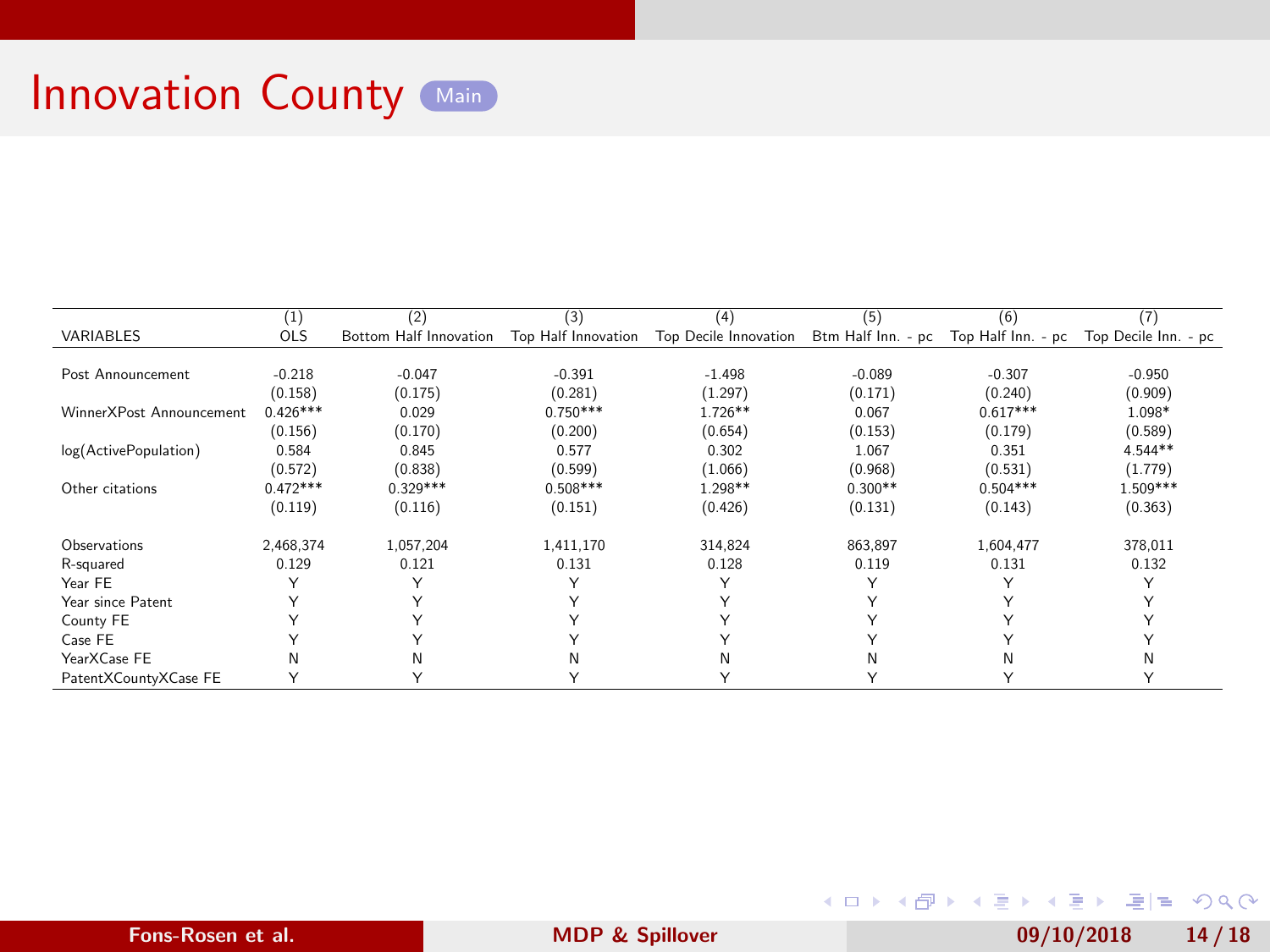# Innovation County

Main

| VARIABLES | (1) OLS | (2) Bottom Half Innovation | (3) Top Half Innovation | (4) Top Decile Innovation | (5) Btm Half Inn. - pc | (6) Top Half Inn. - pc | (7) Top Decile Inn. - pc |
|---|---|---|---|---|---|---|---|
| Post Announcement | -0.218 | -0.047 | -0.391 | -1.498 | -0.089 | -0.307 | -0.950 |
| | (0.158) | (0.175) | (0.281) | (1.297) | (0.171) | (0.240) | (0.909) |
| WinnerXPost Announcement | 0.426*** | 0.029 | 0.750*** | 1.726** | 0.067 | 0.617*** | 1.098* |
| | (0.156) | (0.170) | (0.200) | (0.654) | (0.153) | (0.179) | (0.589) |
| log(ActivePopulation) | 0.584 | 0.845 | 0.577 | 0.302 | 1.067 | 0.351 | 4.544** |
| | (0.572) | (0.838) | (0.599) | (1.066) | (0.968) | (0.531) | (1.779) |
| Other citations | 0.472*** | 0.329*** | 0.508*** | 1.298** | 0.300** | 0.504*** | 1.509*** |
| | (0.119) | (0.116) | (0.151) | (0.426) | (0.131) | (0.143) | (0.363) |
| Observations | 2,468,374 | 1,057,204 | 1,411,170 | 314,824 | 863,897 | 1,604,477 | 378,011 |
| R-squared | 0.129 | 0.121 | 0.131 | 0.128 | 0.119 | 0.131 | 0.132 |
| Year FE | Y | Y | Y | Y | Y | Y | Y |
| Year since Patent | Y | Y | Y | Y | Y | Y | Y |
| County FE | Y | Y | Y | Y | Y | Y | Y |
| Case FE | Y | Y | Y | Y | Y | Y | Y |
| YearXCase FE | N | N | N | N | N | N | N |
| PatentXCountyXCase FE | Y | Y | Y | Y | Y | Y | Y |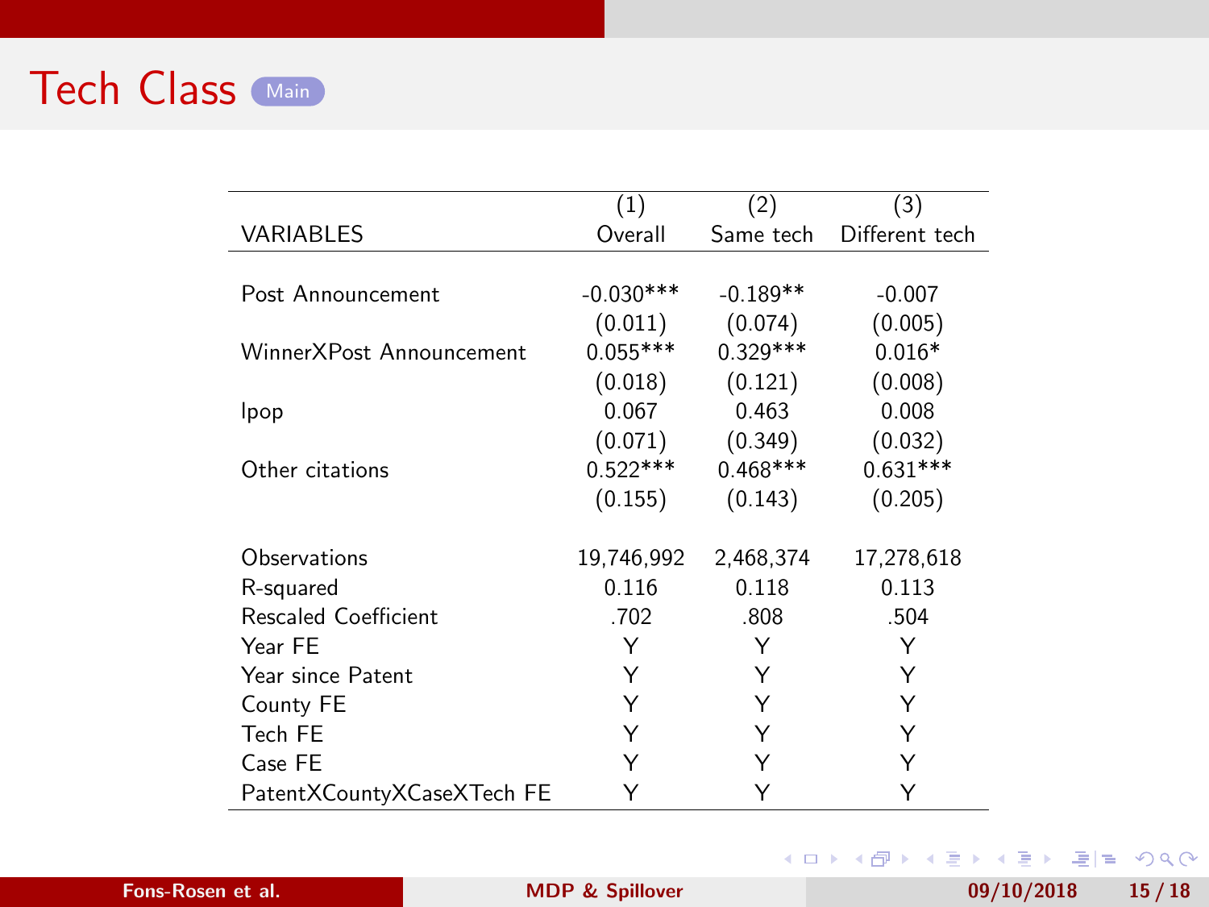## Tech Class

| VARIABLES | (1) Overall | (2) Same tech | (3) Different tech |
|---|---|---|---|
| Post Announcement | -0.030*** | -0.189** | -0.007 |
| | (0.011) | (0.074) | (0.005) |
| WinnerXPost Announcement | 0.055*** | 0.329*** | 0.016* |
| | (0.018) | (0.121) | (0.008) |
| lpop | 0.067 | 0.463 | 0.008 |
| | (0.071) | (0.349) | (0.032) |
| Other citations | 0.522*** | 0.468*** | 0.631*** |
| | (0.155) | (0.143) | (0.205) |
| Observations | 19,746,992 | 2,468,374 | 17,278,618 |
| R-squared | 0.116 | 0.118 | 0.113 |
| Rescaled Coefficient | .702 | .808 | .504 |
| Year FE | Y | Y | Y |
| Year since Patent | Y | Y | Y |
| County FE | Y | Y | Y |
| Tech FE | Y | Y | Y |
| Case FE | Y | Y | Y |
| PatentXCountyXCaseXTech FE | Y | Y | Y |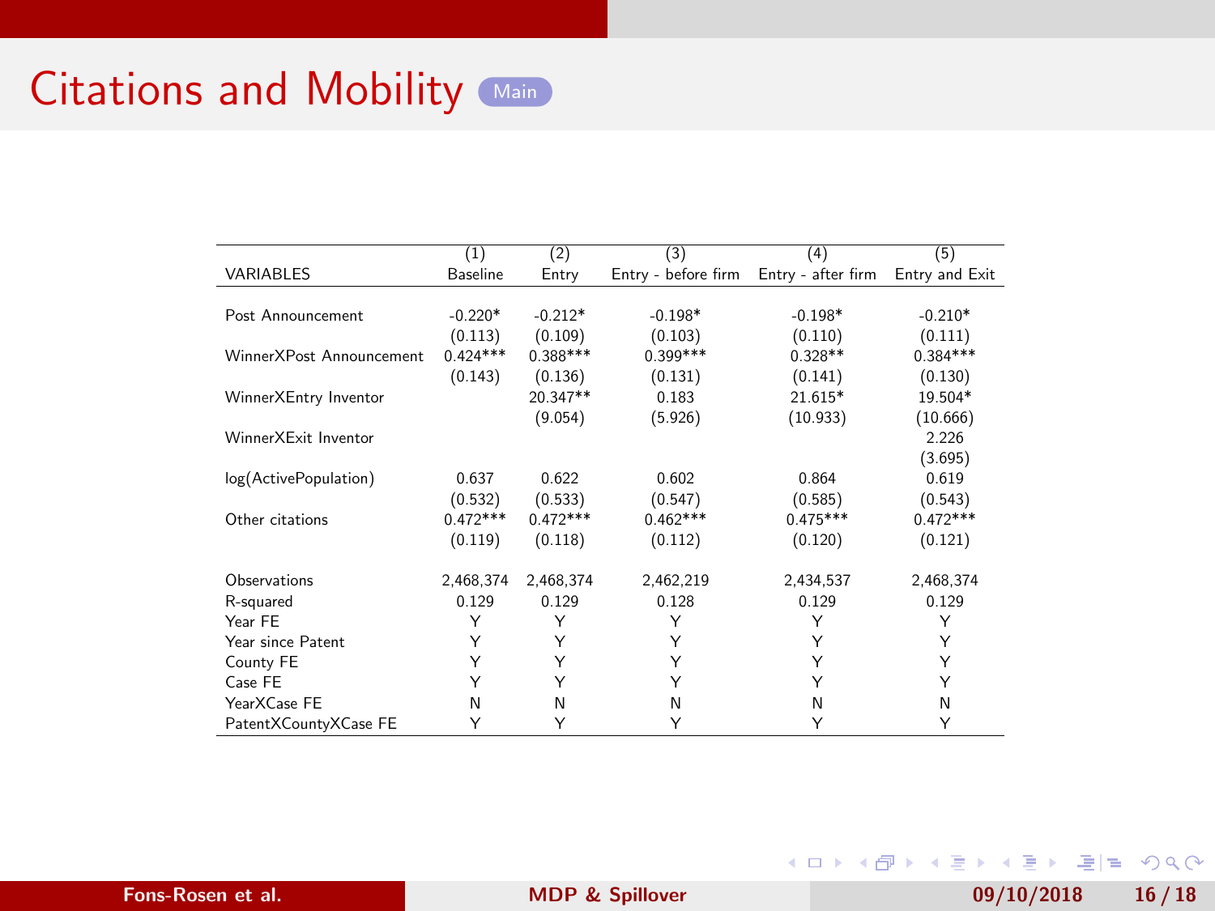## Citations and Mobility

Main

| VARIABLES | (1) Baseline | (2) Entry | (3) Entry - before firm | (4) Entry - after firm | (5) Entry and Exit |
|---|---|---|---|---|---|
| Post Announcement | -0.220* | -0.212* | -0.198* | -0.198* | -0.210* |
| | (0.113) | (0.109) | (0.103) | (0.110) | (0.111) |
| WinnerXPost Announcement | 0.424*** | 0.388*** | 0.399*** | 0.328** | 0.384*** |
| | (0.143) | (0.136) | (0.131) | (0.141) | (0.130) |
| WinnerXEntry Inventor | | 20.347** | 0.183 | 21.615* | 19.504* |
| | | (9.054) | (5.926) | (10.933) | (10.666) |
| WinnerXExit Inventor | | | | | 2.226 |
| | | | | | (3.695) |
| log(ActivePopulation) | 0.637 | 0.622 | 0.602 | 0.864 | 0.619 |
| | (0.532) | (0.533) | (0.547) | (0.585) | (0.543) |
| Other citations | 0.472*** | 0.472*** | 0.462*** | 0.475*** | 0.472*** |
| | (0.119) | (0.118) | (0.112) | (0.120) | (0.121) |
| Observations | 2,468,374 | 2,468,374 | 2,462,219 | 2,434,537 | 2,468,374 |
| R-squared | 0.129 | 0.129 | 0.128 | 0.129 | 0.129 |
| Year FE | Y | Y | Y | Y | Y |
| Year since Patent | Y | Y | Y | Y | Y |
| County FE | Y | Y | Y | Y | Y |
| Case FE | Y | Y | Y | Y | Y |
| YearXCase FE | N | N | N | N | N |
| PatentXCountyXCase FE | Y | Y | Y | Y | Y |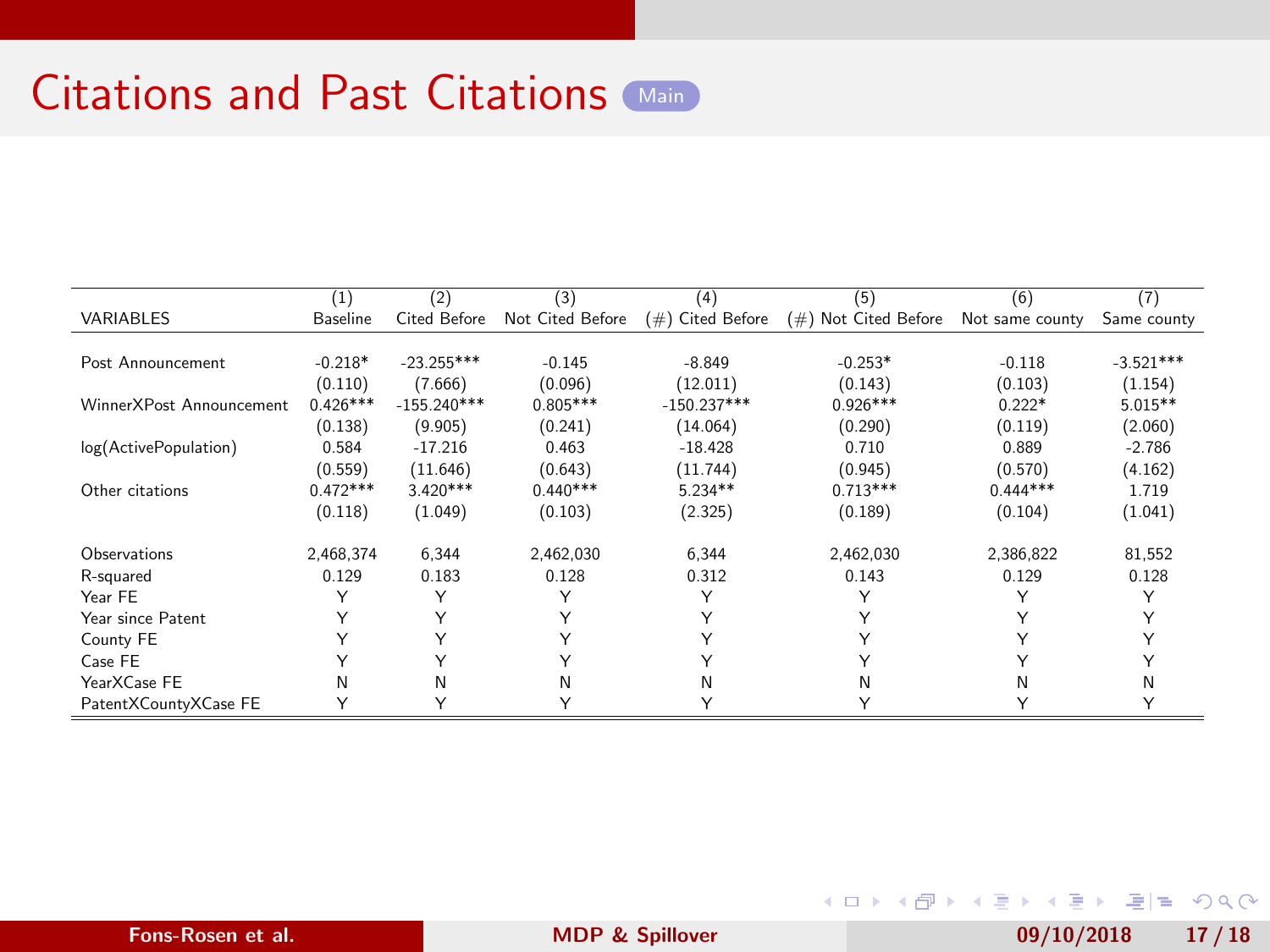# Citations and Past Citations Main

| VARIABLES | (1) Baseline | (2) Cited Before | (3) Not Cited Before | (4) (#) Cited Before | (5) (#) Not Cited Before | (6) Not same county | (7) Same county |
|---|---|---|---|---|---|---|---|
| Post Announcement | -0.218* | -23.255*** | -0.145 | -8.849 | -0.253* | -0.118 | -3.521*** |
| | (0.110) | (7.666) | (0.096) | (12.011) | (0.143) | (0.103) | (1.154) |
| WinnerXPost Announcement | 0.426*** | -155.240*** | 0.805*** | -150.237*** | 0.926*** | 0.222* | 5.015** |
| | (0.138) | (9.905) | (0.241) | (14.064) | (0.290) | (0.119) | (2.060) |
| log(ActivePopulation) | 0.584 | -17.216 | 0.463 | -18.428 | 0.710 | 0.889 | -2.786 |
| | (0.559) | (11.646) | (0.643) | (11.744) | (0.945) | (0.570) | (4.162) |
| Other citations | 0.472*** | 3.420*** | 0.440*** | 5.234** | 0.713*** | 0.444*** | 1.719 |
| | (0.118) | (1.049) | (0.103) | (2.325) | (0.189) | (0.104) | (1.041) |
| Observations | 2,468,374 | 6,344 | 2,462,030 | 6,344 | 2,462,030 | 2,386,822 | 81,552 |
| R-squared | 0.129 | 0.183 | 0.128 | 0.312 | 0.143 | 0.129 | 0.128 |
| Year FE | Y | Y | Y | Y | Y | Y | Y |
| Year since Patent | Y | Y | Y | Y | Y | Y | Y |
| County FE | Y | Y | Y | Y | Y | Y | Y |
| Case FE | Y | Y | Y | Y | Y | Y | Y |
| YearXCase FE | N | N | N | N | N | N | N |
| PatentXCountyXCase FE | Y | Y | Y | Y | Y | Y | Y |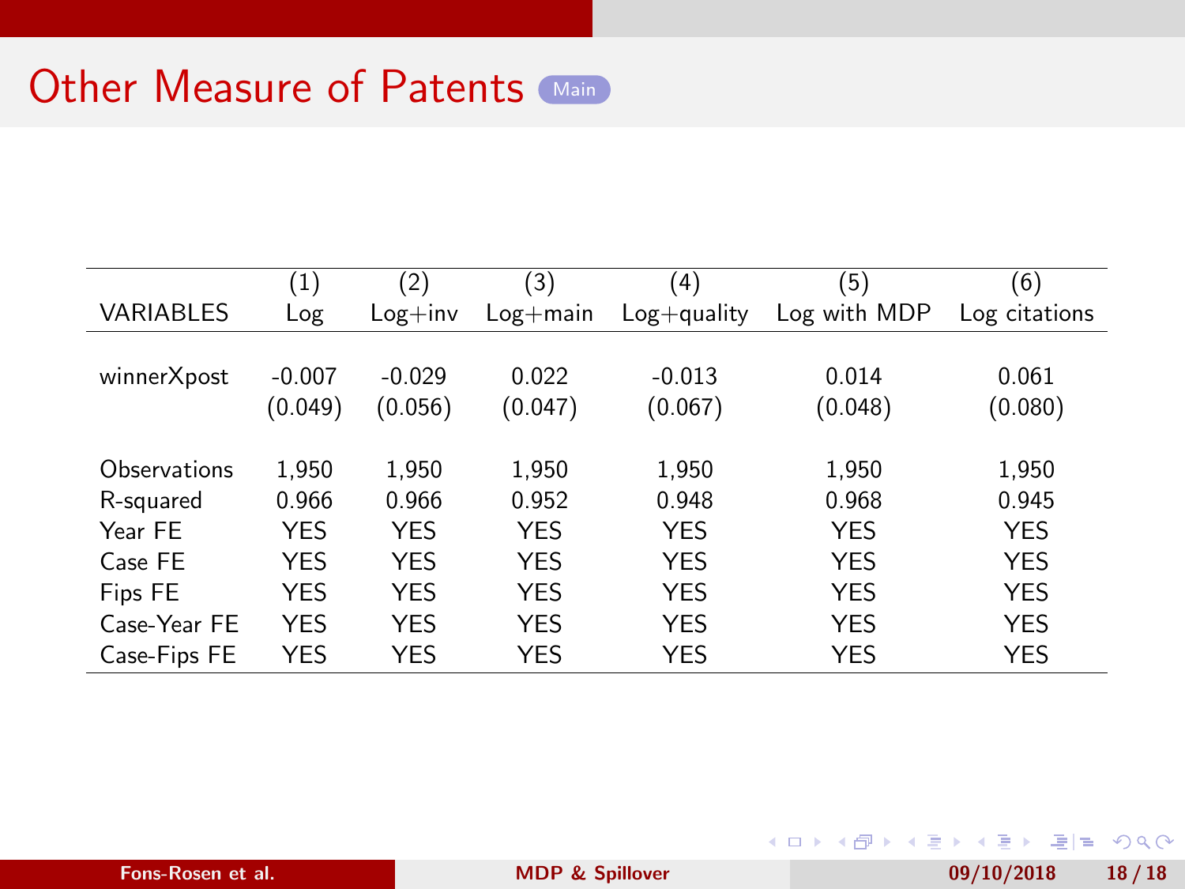# Other Measure of Patents

Main

| VARIABLES | (1) Log | (2) Log+inv | (3) Log+main | (4) Log+quality | (5) Log with MDP | (6) Log citations |
|---|---|---|---|---|---|---|
| winnerXpost | -0.007 | -0.029 | 0.022 | -0.013 | 0.014 | 0.061 |
| | (0.049) | (0.056) | (0.047) | (0.067) | (0.048) | (0.080) |
| Observations | 1,950 | 1,950 | 1,950 | 1,950 | 1,950 | 1,950 |
| R-squared | 0.966 | 0.966 | 0.952 | 0.948 | 0.968 | 0.945 |
| Year FE | YES | YES | YES | YES | YES | YES |
| Case FE | YES | YES | YES | YES | YES | YES |
| Fips FE | YES | YES | YES | YES | YES | YES |
| Case-Year FE | YES | YES | YES | YES | YES | YES |
| Case-Fips FE | YES | YES | YES | YES | YES | YES |